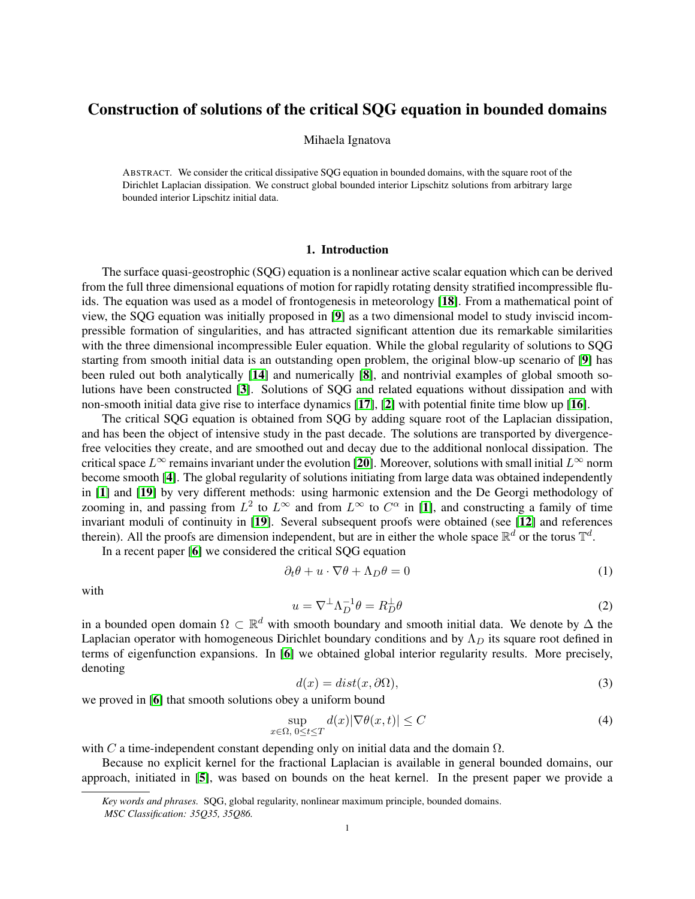# Construction of solutions of the critical SQG equation in bounded domains

Mihaela Ignatova

ABSTRACT. We consider the critical dissipative SQG equation in bounded domains, with the square root of the Dirichlet Laplacian dissipation. We construct global bounded interior Lipschitz solutions from arbitrary large bounded interior Lipschitz initial data.

## 1. Introduction

The surface quasi-geostrophic (SQG) equation is a nonlinear active scalar equation which can be derived from the full three dimensional equations of motion for rapidly rotating density stratified incompressible fluids. The equation was used as a model of frontogenesis in meteorology [18]. From a mathematical point of view, the SQG equation was initially proposed in [9] as a two dimensional model to study inviscid incompressible formation of singularities, and has attracted significant attention due its remarkable similarities with the three dimensional incompressible Euler equation. While the global regularity of solutions to SQG starting from smooth initial data is an outstanding open problem, the original blow-up scenario of [9] has been ruled out both analytically [14] and numerically [8], and nontrivial examples of global smooth solutions have been constructed [3]. Solutions of SQG and related equations without dissipation and with non-smooth initial data give rise to interface dynamics [17], [2] with potential finite time blow up [16].

The critical SQG equation is obtained from SQG by adding square root of the Laplacian dissipation, and has been the object of intensive study in the past decade. The solutions are transported by divergence-free velocities they create, and are smoothed out and decay due to the additional nonlocal dissipation. The critical space $L^\infty$ remains invariant under the evolution [20]. Moreover, solutions with small initial $L^\infty$ norm become smooth [4]. The global regularity of solutions initiating from large data was obtained independently in [1] and [19] by very different methods: using harmonic extension and the De Georgi methodology of zooming in, and passing from $L^2$ to $L^\infty$ and from $L^\infty$ to $C^\alpha$ in [1], and constructing a family of time invariant moduli of continuity in [19]. Several subsequent proofs were obtained (see [12] and references therein). All the proofs are dimension independent, but are in either the whole space $\mathbb{R}^d$ or the torus $\mathbb{T}^d$.

In a recent paper [6] we considered the critical SQG equation

$$\partial_t \theta + u \cdot \nabla \theta + \Lambda_D \theta = 0 \tag{1}$$

with

$$u = \nabla^\perp \Lambda_D^{-1} \theta = R_D^\perp \theta \tag{2}$$

in a bounded open domain $\Omega \subset \mathbb{R}^d$ with smooth boundary and smooth initial data. We denote by $\Delta$ the Laplacian operator with homogeneous Dirichlet boundary conditions and by $\Lambda_D$ its square root defined in terms of eigenfunction expansions. In [6] we obtained global interior regularity results. More precisely, denoting

$$d(x) = dist(x, \partial\Omega), \tag{3}$$

we proved in [6] that smooth solutions obey a uniform bound

$$\sup_{x\in\Omega,\, 0\le t\le T} d(x)|\nabla\theta(x,t)| \le C \tag{4}$$

with $C$ a time-independent constant depending only on initial data and the domain $\Omega$.

Because no explicit kernel for the fractional Laplacian is available in general bounded domains, our approach, initiated in [5], was based on bounds on the heat kernel. In the present paper we provide a

*Key words and phrases.* SQG, global regularity, nonlinear maximum principle, bounded domains.
*MSC Classification: 35Q35, 35Q86.*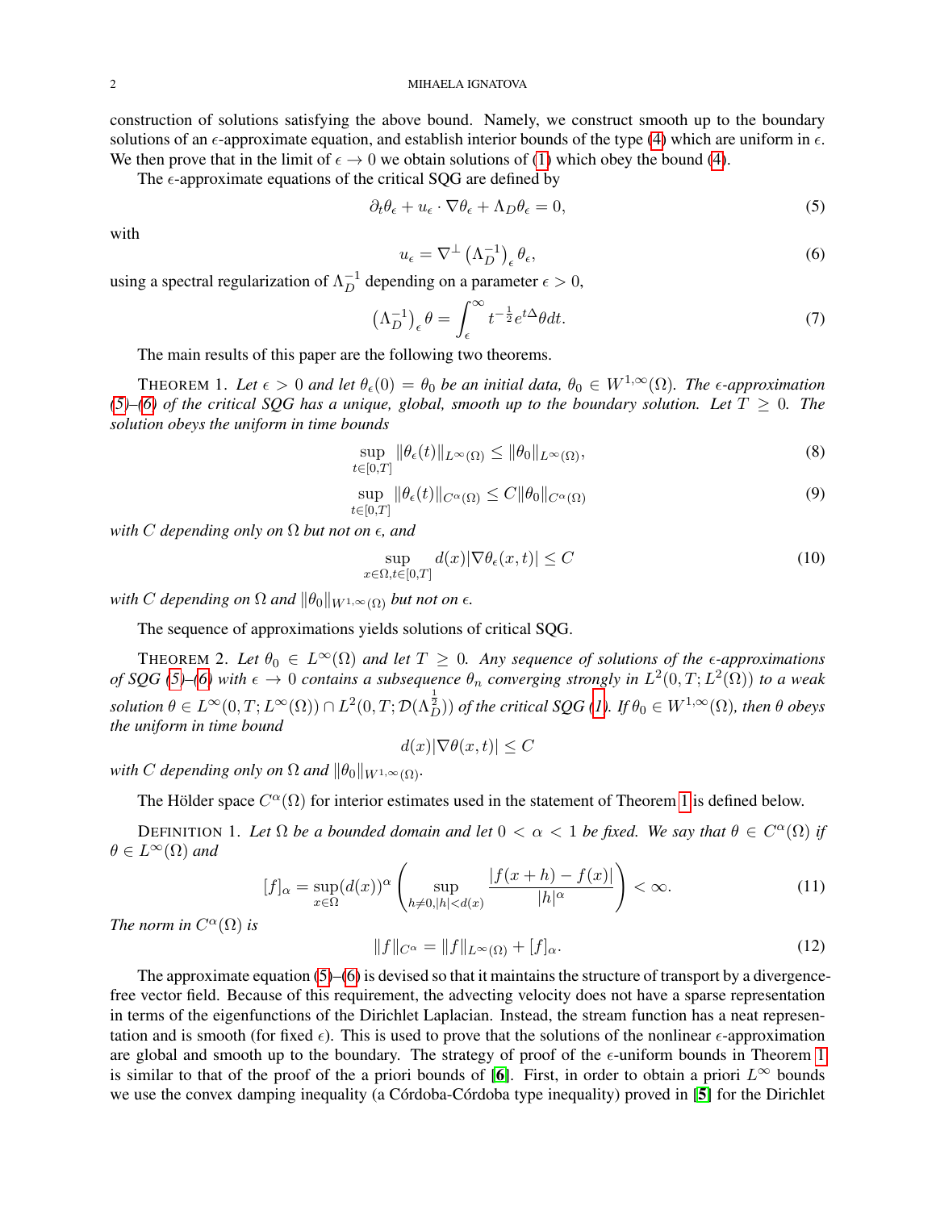construction of solutions satisfying the above bound. Namely, we construct smooth up to the boundary solutions of an $\epsilon$-approximate equation, and establish interior bounds of the type (4) which are uniform in $\epsilon$. We then prove that in the limit of $\epsilon \to 0$ we obtain solutions of (1) which obey the bound (4).

The $\epsilon$-approximate equations of the critical SQG are defined by

$$\partial_t \theta_\epsilon + u_\epsilon \cdot \nabla \theta_\epsilon + \Lambda_D \theta_\epsilon = 0, \tag{5}$$

with

$$u_\epsilon = \nabla^\perp \left(\Lambda_D^{-1}\right)_\epsilon \theta_\epsilon, \tag{6}$$

using a spectral regularization of $\Lambda_D^{-1}$ depending on a parameter $\epsilon > 0$,

$$\left(\Lambda_D^{-1}\right)_\epsilon \theta = \int_\epsilon^\infty t^{-\frac{1}{2}} e^{t\Delta} \theta dt. \tag{7}$$

The main results of this paper are the following two theorems.

THEOREM 1. *Let $\epsilon > 0$ and let $\theta_\epsilon(0) = \theta_0$ be an initial data, $\theta_0 \in W^{1,\infty}(\Omega)$. The $\epsilon$-approximation (5)–(6) of the critical SQG has a unique, global, smooth up to the boundary solution. Let $T \geq 0$. The solution obeys the uniform in time bounds*

$$\sup_{t \in [0,T]} \|\theta_\epsilon(t)\|_{L^\infty(\Omega)} \leq \|\theta_0\|_{L^\infty(\Omega)}, \tag{8}$$

$$\sup_{t \in [0,T]} \|\theta_\epsilon(t)\|_{C^\alpha(\Omega)} \leq C \|\theta_0\|_{C^\alpha(\Omega)} \tag{9}$$

*with $C$ depending only on $\Omega$ but not on $\epsilon$, and*

$$\sup_{x \in \Omega, t \in [0,T]} d(x) |\nabla \theta_\epsilon(x,t)| \leq C \tag{10}$$

*with $C$ depending on $\Omega$ and $\|\theta_0\|_{W^{1,\infty}(\Omega)}$ but not on $\epsilon$.*

The sequence of approximations yields solutions of critical SQG.

THEOREM 2. *Let $\theta_0 \in L^\infty(\Omega)$ and let $T \geq 0$. Any sequence of solutions of the $\epsilon$-approximations of SQG (5)–(6) with $\epsilon \to 0$ contains a subsequence $\theta_n$ converging strongly in $L^2(0,T;L^2(\Omega))$ to a weak solution $\theta \in L^\infty(0,T;L^\infty(\Omega)) \cap L^2(0,T;\mathcal{D}(\Lambda_D^{\frac{1}{2}}))$ of the critical SQG (1). If $\theta_0 \in W^{1,\infty}(\Omega)$, then $\theta$ obeys the uniform in time bound*

$$d(x)|\nabla \theta(x,t)| \leq C$$

*with $C$ depending only on $\Omega$ and $\|\theta_0\|_{W^{1,\infty}(\Omega)}$.*

The Hölder space $C^\alpha(\Omega)$ for interior estimates used in the statement of Theorem 1 is defined below.

DEFINITION 1. *Let $\Omega$ be a bounded domain and let $0 < \alpha < 1$ be fixed. We say that $\theta \in C^\alpha(\Omega)$ if $\theta \in L^\infty(\Omega)$ and*

$$[f]_\alpha = \sup_{x \in \Omega} (d(x))^\alpha \left( \sup_{h \neq 0, |h| < d(x)} \frac{|f(x+h) - f(x)|}{|h|^\alpha} \right) < \infty. \tag{11}$$

*The norm in $C^\alpha(\Omega)$ is*

$$\|f\|_{C^\alpha} = \|f\|_{L^\infty(\Omega)} + [f]_\alpha. \tag{12}$$

The approximate equation (5)–(6) is devised so that it maintains the structure of transport by a divergence-free vector field. Because of this requirement, the advecting velocity does not have a sparse representation in terms of the eigenfunctions of the Dirichlet Laplacian. Instead, the stream function has a neat representation and is smooth (for fixed $\epsilon$). This is used to prove that the solutions of the nonlinear $\epsilon$-approximation are global and smooth up to the boundary. The strategy of proof of the $\epsilon$-uniform bounds in Theorem 1 is similar to that of the proof of the a priori bounds of [6]. First, in order to obtain a priori $L^\infty$ bounds we use the convex damping inequality (a Córdoba-Córdoba type inequality) proved in [5] for the Dirichlet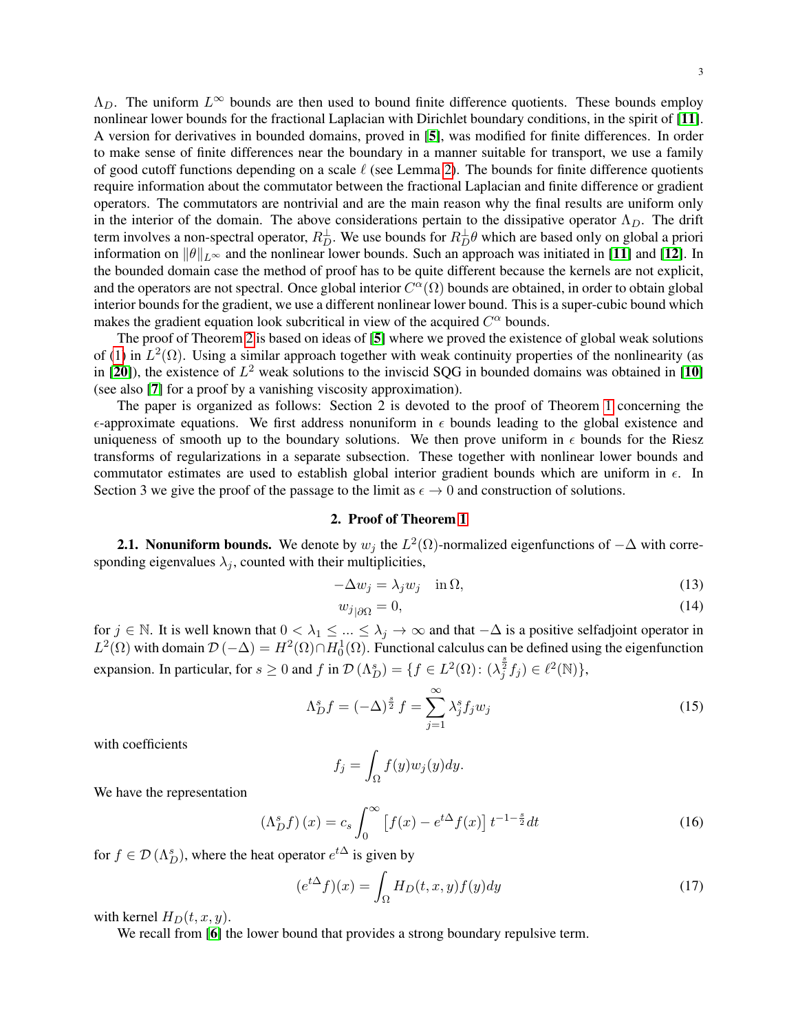$\Lambda_D$. The uniform $L^\infty$ bounds are then used to bound finite difference quotients. These bounds employ nonlinear lower bounds for the fractional Laplacian with Dirichlet boundary conditions, in the spirit of [11]. A version for derivatives in bounded domains, proved in [5], was modified for finite differences. In order to make sense of finite differences near the boundary in a manner suitable for transport, we use a family of good cutoff functions depending on a scale $\ell$ (see Lemma 2). The bounds for finite difference quotients require information about the commutator between the fractional Laplacian and finite difference or gradient operators. The commutators are nontrivial and are the main reason why the final results are uniform only in the interior of the domain. The above considerations pertain to the dissipative operator $\Lambda_D$. The drift term involves a non-spectral operator, $R_D^\perp$. We use bounds for $R_D^\perp \theta$ which are based only on global a priori information on $\|\theta\|_{L^\infty}$ and the nonlinear lower bounds. Such an approach was initiated in [11] and [12]. In the bounded domain case the method of proof has to be quite different because the kernels are not explicit, and the operators are not spectral. Once global interior $C^\alpha(\Omega)$ bounds are obtained, in order to obtain global interior bounds for the gradient, we use a different nonlinear lower bound. This is a super-cubic bound which makes the gradient equation look subcritical in view of the acquired $C^\alpha$ bounds.

The proof of Theorem 2 is based on ideas of [5] where we proved the existence of global weak solutions of (1) in $L^2(\Omega)$. Using a similar approach together with weak continuity properties of the nonlinearity (as in [20]), the existence of $L^2$ weak solutions to the inviscid SQG in bounded domains was obtained in [10] (see also [7] for a proof by a vanishing viscosity approximation).

The paper is organized as follows: Section 2 is devoted to the proof of Theorem 1 concerning the $\epsilon$-approximate equations. We first address nonuniform in $\epsilon$ bounds leading to the global existence and uniqueness of smooth up to the boundary solutions. We then prove uniform in $\epsilon$ bounds for the Riesz transforms of regularizations in a separate subsection. These together with nonlinear lower bounds and commutator estimates are used to establish global interior gradient bounds which are uniform in $\epsilon$. In Section 3 we give the proof of the passage to the limit as $\epsilon \to 0$ and construction of solutions.

## 2. Proof of Theorem 1

**2.1. Nonuniform bounds.** We denote by $w_j$ the $L^2(\Omega)$-normalized eigenfunctions of $-\Delta$ with corresponding eigenvalues $\lambda_j$, counted with their multiplicities,

$$-\Delta w_j = \lambda_j w_j \quad \text{in } \Omega, \tag{13}$$

$$w_{j|\partial\Omega} = 0, \tag{14}$$

for $j \in \mathbb{N}$. It is well known that $0 < \lambda_1 \le \ldots \le \lambda_j \to \infty$ and that $-\Delta$ is a positive selfadjoint operator in $L^2(\Omega)$ with domain $\mathcal{D}(-\Delta) = H^2(\Omega) \cap H_0^1(\Omega)$. Functional calculus can be defined using the eigenfunction expansion. In particular, for $s \ge 0$ and $f$ in $\mathcal{D}(\Lambda_D^s) = \{f \in L^2(\Omega) \colon (\lambda_j^{\frac{s}{2}} f_j) \in \ell^2(\mathbb{N})\}$,

$$\Lambda_D^s f = (-\Delta)^{\frac{s}{2}} f = \sum_{j=1}^\infty \lambda_j^s f_j w_j \tag{15}$$

with coefficients

$$f_j = \int_\Omega f(y) w_j(y) dy.$$

We have the representation

$$\left(\Lambda_D^s f\right)(x) = c_s \int_0^\infty \left[f(x) - e^{t\Delta} f(x)\right] t^{-1-\frac{s}{2}} dt \tag{16}$$

for $f \in \mathcal{D}(\Lambda_D^s)$, where the heat operator $e^{t\Delta}$ is given by

$$(e^{t\Delta} f)(x) = \int_\Omega H_D(t,x,y) f(y) dy \tag{17}$$

with kernel $H_D(t,x,y)$.

We recall from [6] the lower bound that provides a strong boundary repulsive term.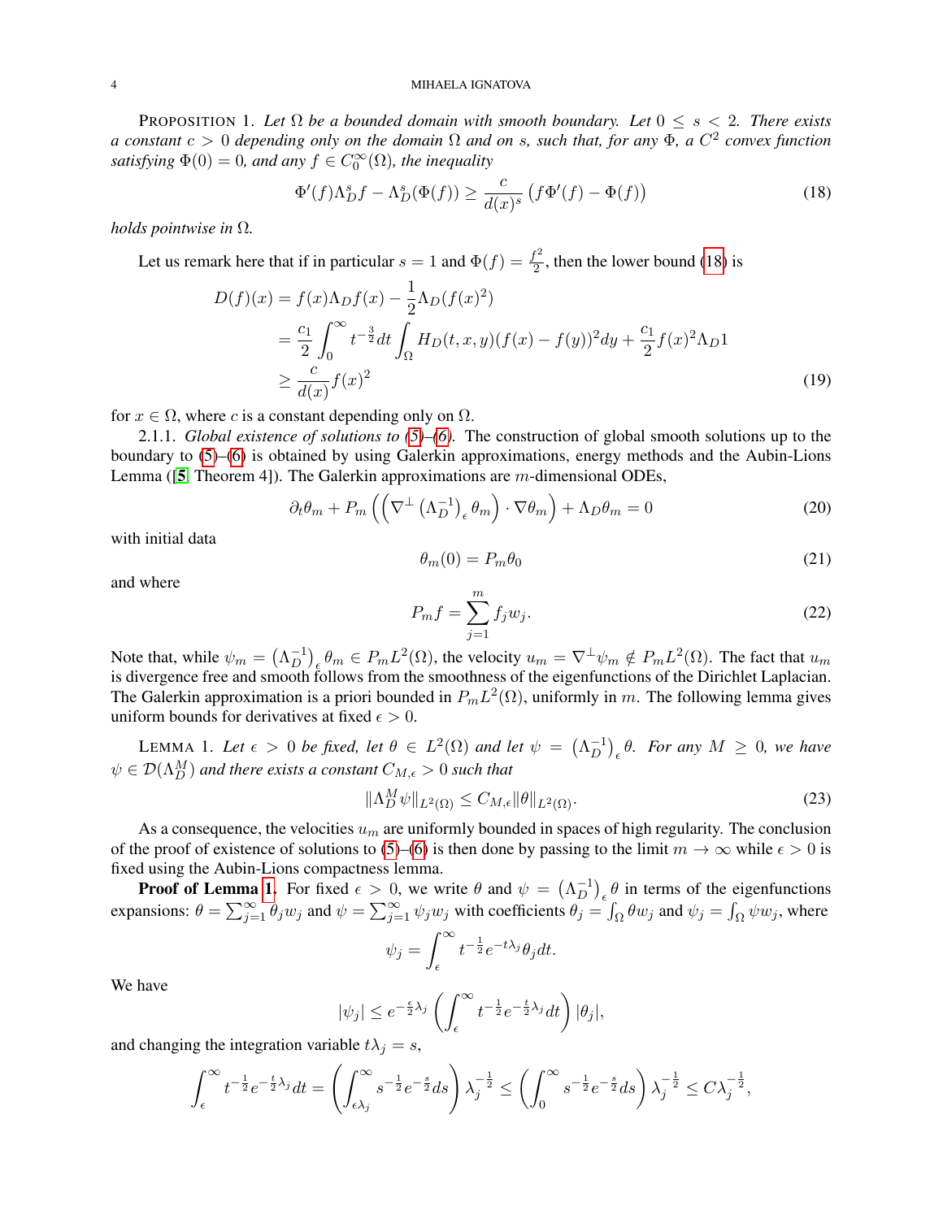PROPOSITION 1. *Let $\Omega$ be a bounded domain with smooth boundary. Let $0 \le s < 2$. There exists a constant $c > 0$ depending only on the domain $\Omega$ and on $s$, such that, for any $\Phi$, a $C^2$ convex function satisfying $\Phi(0) = 0$, and any $f \in C_0^\infty(\Omega)$, the inequality*

$$
\Phi'(f)\Lambda_D^s f - \Lambda_D^s(\Phi(f)) \ge \frac{c}{d(x)^s}\left(f\Phi'(f) - \Phi(f)\right) \tag{18}
$$

*holds pointwise in $\Omega$.*

Let us remark here that if in particular $s = 1$ and $\Phi(f) = \frac{f^2}{2}$, then the lower bound (18) is

$$
\begin{aligned}
D(f)(x) &= f(x)\Lambda_D f(x) - \frac{1}{2}\Lambda_D(f(x)^2) \\
&= \frac{c_1}{2}\int_0^\infty t^{-\frac{3}{2}}dt \int_\Omega H_D(t,x,y)(f(x)-f(y))^2 dy + \frac{c_1}{2} f(x)^2 \Lambda_D 1 \\
&\ge \frac{c}{d(x)} f(x)^2
\end{aligned} \tag{19}
$$

for $x \in \Omega$, where $c$ is a constant depending only on $\Omega$.

2.1.1. *Global existence of solutions to (5)–(6).* The construction of global smooth solutions up to the boundary to (5)–(6) is obtained by using Galerkin approximations, energy methods and the Aubin-Lions Lemma ([5, Theorem 4]). The Galerkin approximations are $m$-dimensional ODEs,

$$
\partial_t \theta_m + P_m\left(\left(\nabla^\perp \left(\Lambda_D^{-1}\right)_\epsilon \theta_m\right)\cdot \nabla \theta_m\right) + \Lambda_D \theta_m = 0 \tag{20}
$$

with initial data

$$
\theta_m(0) = P_m \theta_0 \tag{21}
$$

and where

$$
P_m f = \sum_{j=1}^m f_j w_j. \tag{22}
$$

Note that, while $\psi_m = \left(\Lambda_D^{-1}\right)_\epsilon \theta_m \in P_m L^2(\Omega)$, the velocity $u_m = \nabla^\perp \psi_m \notin P_m L^2(\Omega)$. The fact that $u_m$ is divergence free and smooth follows from the smoothness of the eigenfunctions of the Dirichlet Laplacian. The Galerkin approximation is a priori bounded in $P_m L^2(\Omega)$, uniformly in $m$. The following lemma gives uniform bounds for derivatives at fixed $\epsilon > 0$.

LEMMA 1. *Let $\epsilon > 0$ be fixed, let $\theta \in L^2(\Omega)$ and let $\psi = \left(\Lambda_D^{-1}\right)_\epsilon \theta$. For any $M \ge 0$, we have $\psi \in \mathcal{D}(\Lambda_D^M)$ and there exists a constant $C_{M,\epsilon} > 0$ such that*

$$
\|\Lambda_D^M \psi\|_{L^2(\Omega)} \le C_{M,\epsilon}\|\theta\|_{L^2(\Omega)}. \tag{23}
$$

As a consequence, the velocities $u_m$ are uniformly bounded in spaces of high regularity. The conclusion of the proof of existence of solutions to (5)–(6) is then done by passing to the limit $m \to \infty$ while $\epsilon > 0$ is fixed using the Aubin-Lions compactness lemma.

**Proof of Lemma 1.** For fixed $\epsilon > 0$, we write $\theta$ and $\psi = \left(\Lambda_D^{-1}\right)_\epsilon \theta$ in terms of the eigenfunctions expansions: $\theta = \sum_{j=1}^\infty \theta_j w_j$ and $\psi = \sum_{j=1}^\infty \psi_j w_j$ with coefficients $\theta_j = \int_\Omega \theta w_j$ and $\psi_j = \int_\Omega \psi w_j$, where

$$
\psi_j = \int_\epsilon^\infty t^{-\frac{1}{2}} e^{-t\lambda_j}\theta_j dt.
$$

We have

$$
|\psi_j| \le e^{-\frac{\epsilon}{2}\lambda_j}\left(\int_\epsilon^\infty t^{-\frac{1}{2}} e^{-\frac{t}{2}\lambda_j} dt\right)|\theta_j|,
$$

and changing the integration variable $t\lambda_j = s$,

$$
\int_\epsilon^\infty t^{-\frac{1}{2}} e^{-\frac{t}{2}\lambda_j} dt = \left(\int_{\epsilon\lambda_j}^\infty s^{-\frac{1}{2}} e^{-\frac{s}{2}} ds\right)\lambda_j^{-\frac{1}{2}} \le \left(\int_0^\infty s^{-\frac{1}{2}} e^{-\frac{s}{2}} ds\right)\lambda_j^{-\frac{1}{2}} \le C\lambda_j^{-\frac{1}{2}},
$$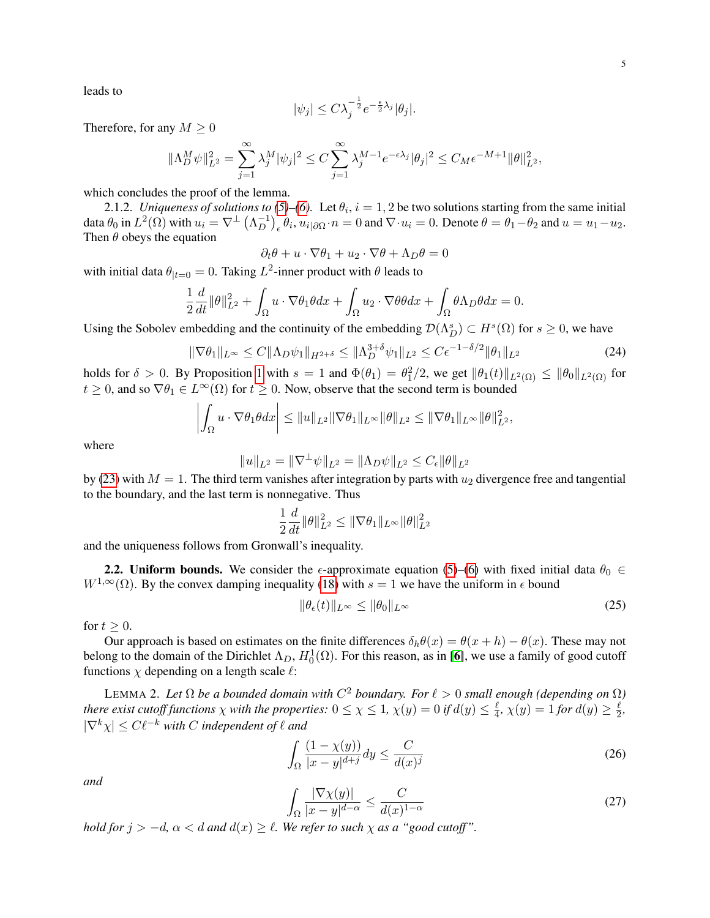leads to

$$|\psi_j| \le C\lambda_j^{-\frac{1}{2}} e^{-\frac{\epsilon}{2}\lambda_j} |\theta_j|.$$

Therefore, for any $M \ge 0$

$$\|\Lambda_D^M \psi\|_{L^2}^2 = \sum_{j=1}^{\infty} \lambda_j^M |\psi_j|^2 \le C \sum_{j=1}^{\infty} \lambda_j^{M-1} e^{-\epsilon\lambda_j} |\theta_j|^2 \le C_M \epsilon^{-M+1} \|\theta\|_{L^2}^2,$$

which concludes the proof of the lemma.

2.1.2. *Uniqueness of solutions to (5)–(6).* Let $\theta_i$, $i = 1, 2$ be two solutions starting from the same initial data $\theta_0$ in $L^2(\Omega)$ with $u_i = \nabla^{\perp}\left(\Lambda_D^{-1}\right)_{\epsilon} \theta_i$, $u_{i|\partial\Omega} \cdot n = 0$ and $\nabla \cdot u_i = 0$. Denote $\theta = \theta_1 - \theta_2$ and $u = u_1 - u_2$. Then $\theta$ obeys the equation

$$\partial_t \theta + u \cdot \nabla\theta_1 + u_2 \cdot \nabla\theta + \Lambda_D \theta = 0$$

with initial data $\theta_{|t=0} = 0$. Taking $L^2$-inner product with $\theta$ leads to

$$\frac{1}{2}\frac{d}{dt}\|\theta\|_{L^2}^2 + \int_{\Omega} u \cdot \nabla\theta_1 \theta dx + \int_{\Omega} u_2 \cdot \nabla\theta\theta dx + \int_{\Omega} \theta \Lambda_D \theta dx = 0.$$

Using the Sobolev embedding and the continuity of the embedding $\mathcal{D}(\Lambda_D^s) \subset H^s(\Omega)$ for $s \ge 0$, we have

$$\|\nabla\theta_1\|_{L^\infty} \le C\|\Lambda_D \psi_1\|_{H^{2+\delta}} \le \|\Lambda_D^{3+\delta}\psi_1\|_{L^2} \le C\epsilon^{-1-\delta/2}\|\theta_1\|_{L^2} \tag{24}$$

holds for $\delta > 0$. By Proposition 1 with $s = 1$ and $\Phi(\theta_1) = \theta_1^2/2$, we get $\|\theta_1(t)\|_{L^2(\Omega)} \le \|\theta_0\|_{L^2(\Omega)}$ for $t \ge 0$, and so $\nabla\theta_1 \in L^\infty(\Omega)$ for $t \ge 0$. Now, observe that the second term is bounded

$$\left| \int_{\Omega} u \cdot \nabla\theta_1 \theta dx \right| \le \|u\|_{L^2} \|\nabla\theta_1\|_{L^\infty} \|\theta\|_{L^2} \le \|\nabla\theta_1\|_{L^\infty} \|\theta\|_{L^2}^2,$$

where

$$\|u\|_{L^2} = \|\nabla^{\perp}\psi\|_{L^2} = \|\Lambda_D \psi\|_{L^2} \le C_\epsilon \|\theta\|_{L^2}$$

by (23) with $M = 1$. The third term vanishes after integration by parts with $u_2$ divergence free and tangential to the boundary, and the last term is nonnegative. Thus

$$\frac{1}{2}\frac{d}{dt}\|\theta\|_{L^2}^2 \le \|\nabla\theta_1\|_{L^\infty}\|\theta\|_{L^2}^2$$

and the uniqueness follows from Gronwall's inequality.

**2.2. Uniform bounds.** We consider the $\epsilon$-approximate equation (5)–(6) with fixed initial data $\theta_0 \in W^{1,\infty}(\Omega)$. By the convex damping inequality (18) with $s = 1$ we have the uniform in $\epsilon$ bound

$$\|\theta_\epsilon(t)\|_{L^\infty} \le \|\theta_0\|_{L^\infty} \tag{25}$$

for $t \ge 0$.

Our approach is based on estimates on the finite differences $\delta_h\theta(x) = \theta(x+h) - \theta(x)$. These may not belong to the domain of the Dirichlet $\Lambda_D$, $H_0^1(\Omega)$. For this reason, as in [6], we use a family of good cutoff functions $\chi$ depending on a length scale $\ell$:

LEMMA 2. *Let $\Omega$ be a bounded domain with $C^2$ boundary. For $\ell > 0$ small enough (depending on $\Omega$) there exist cutoff functions $\chi$ with the properties: $0 \le \chi \le 1$, $\chi(y) = 0$ if $d(y) \le \frac{\ell}{4}$, $\chi(y) = 1$ for $d(y) \ge \frac{\ell}{2}$, $|\nabla^k \chi| \le C\ell^{-k}$ with $C$ independent of $\ell$ and*

$$\int_{\Omega} \frac{(1-\chi(y))}{|x-y|^{d+j}} dy \le \frac{C}{d(x)^j} \tag{26}$$

*and*

$$\int_{\Omega} \frac{|\nabla\chi(y)|}{|x-y|^{d-\alpha}} \le \frac{C}{d(x)^{1-\alpha}} \tag{27}$$

*hold for $j > -d$, $\alpha < d$ and $d(x) \ge \ell$. We refer to such $\chi$ as a "good cutoff".*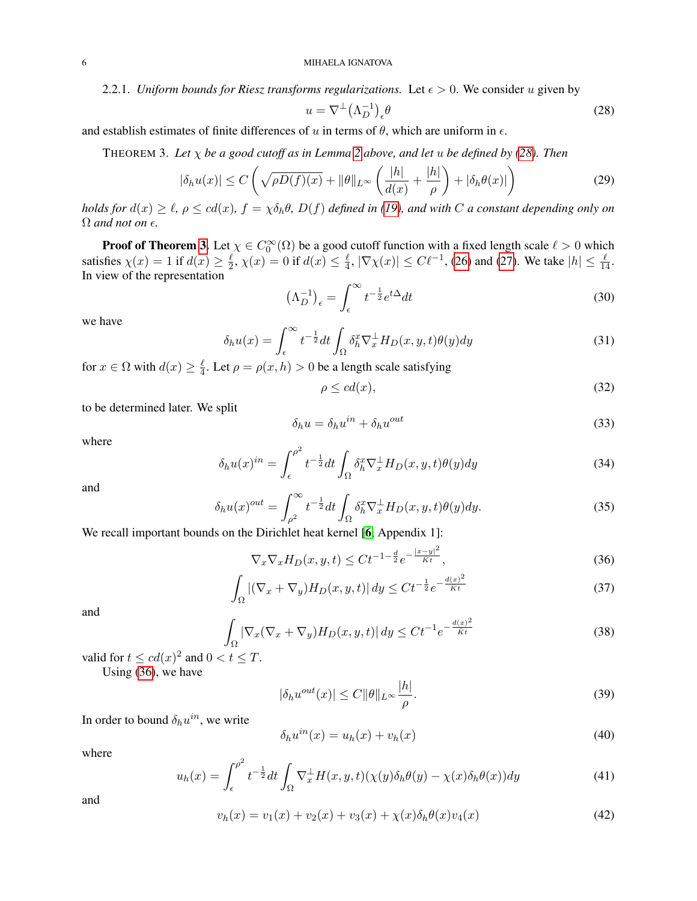2.2.1. *Uniform bounds for Riesz transforms regularizations.* Let $\epsilon > 0$. We consider $u$ given by

$$u = \nabla^{\perp}\left(\Lambda_D^{-1}\right)_{\epsilon}\theta \tag{28}$$

and establish estimates of finite differences of $u$ in terms of $\theta$, which are uniform in $\epsilon$.

THEOREM 3. *Let $\chi$ be a good cutoff as in Lemma 2 above, and let $u$ be defined by (28). Then*

$$|\delta_h u(x)| \le C\left(\sqrt{\rho D(f)(x)} + \|\theta\|_{L^\infty}\left(\frac{|h|}{d(x)} + \frac{|h|}{\rho}\right) + |\delta_h\theta(x)|\right) \tag{29}$$

*holds for $d(x) \ge \ell$, $\rho \le cd(x)$, $f = \chi\delta_h\theta$, $D(f)$ defined in (19), and with $C$ a constant depending only on $\Omega$ and not on $\epsilon$.*

**Proof of Theorem 3.** Let $\chi \in C_0^\infty(\Omega)$ be a good cutoff function with a fixed length scale $\ell > 0$ which satisfies $\chi(x) = 1$ if $d(x) \ge \frac{\ell}{2}$, $\chi(x) = 0$ if $d(x) \le \frac{\ell}{4}$, $|\nabla\chi(x)| \le C\ell^{-1}$, (26) and (27). We take $|h| \le \frac{\ell}{14}$. In view of the representation

$$\left(\Lambda_D^{-1}\right)_{\epsilon} = \int_{\epsilon}^{\infty} t^{-\frac{1}{2}} e^{t\Delta} dt \tag{30}$$

we have

$$\delta_h u(x) = \int_{\epsilon}^{\infty} t^{-\frac{1}{2}} dt \int_{\Omega} \delta_h^x \nabla_x^{\perp} H_D(x,y,t)\theta(y)dy \tag{31}$$

for $x \in \Omega$ with $d(x) \ge \frac{\ell}{4}$. Let $\rho = \rho(x,h) > 0$ be a length scale satisfying

$$\rho \le cd(x), \tag{32}$$

to be determined later. We split

$$\delta_h u = \delta_h u^{in} + \delta_h u^{out} \tag{33}$$

where

$$\delta_h u(x)^{in} = \int_{\epsilon}^{\rho^2} t^{-\frac{1}{2}} dt \int_{\Omega} \delta_h^x \nabla_x^{\perp} H_D(x,y,t)\theta(y)dy \tag{34}$$

and

$$\delta_h u(x)^{out} = \int_{\rho^2}^{\infty} t^{-\frac{1}{2}} dt \int_{\Omega} \delta_h^x \nabla_x^{\perp} H_D(x,y,t)\theta(y)dy. \tag{35}$$

We recall important bounds on the Dirichlet heat kernel [**6**, Appendix 1]:

$$\nabla_x\nabla_x H_D(x,y,t) \le Ct^{-1-\frac{d}{2}} e^{-\frac{|x-y|^2}{Kt}}, \tag{36}$$

$$\int_{\Omega} |(\nabla_x + \nabla_y)H_D(x,y,t)|\, dy \le Ct^{-\frac{1}{2}} e^{-\frac{d(x)^2}{Kt}} \tag{37}$$

and

$$\int_{\Omega} |\nabla_x(\nabla_x + \nabla_y)H_D(x,y,t)|\, dy \le Ct^{-1} e^{-\frac{d(x)^2}{Kt}} \tag{38}$$

valid for $t \le cd(x)^2$ and $0 < t \le T$.

Using (36), we have

$$|\delta_h u^{out}(x)| \le C\|\theta\|_{L^\infty}\frac{|h|}{\rho}. \tag{39}$$

In order to bound $\delta_h u^{in}$, we write

$$\delta_h u^{in}(x) = u_h(x) + v_h(x) \tag{40}$$

where

$$u_h(x) = \int_{\epsilon}^{\rho^2} t^{-\frac{1}{2}} dt \int_{\Omega} \nabla_x^{\perp} H(x,y,t)(\chi(y)\delta_h\theta(y) - \chi(x)\delta_h\theta(x))dy \tag{41}$$

and

$$v_h(x) = v_1(x) + v_2(x) + v_3(x) + \chi(x)\delta_h\theta(x)v_4(x) \tag{42}$$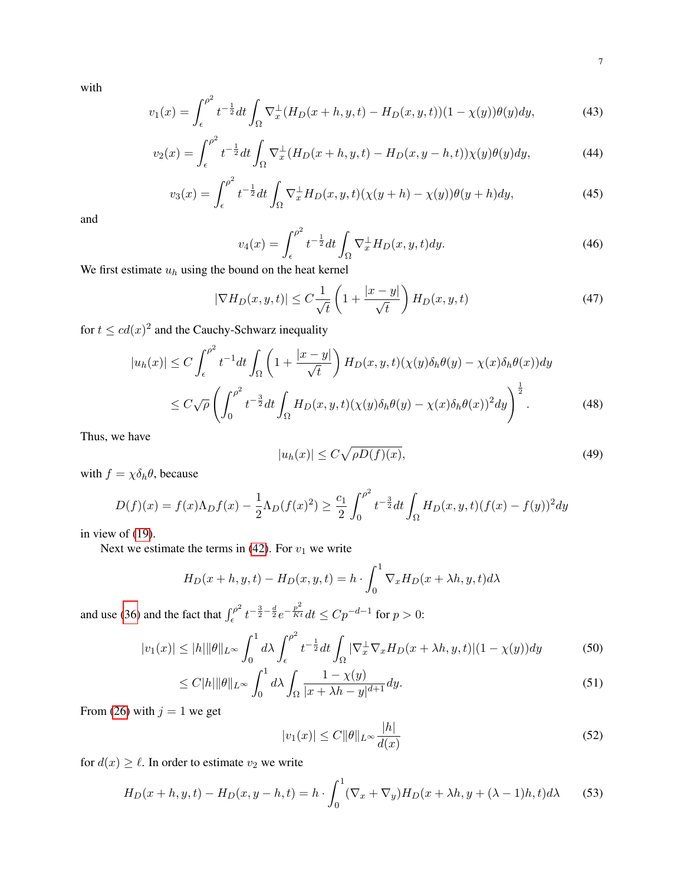with

$$v_1(x) = \int_\epsilon^{\rho^2} t^{-\frac{1}{2}} dt \int_\Omega \nabla_x^\perp (H_D(x+h,y,t) - H_D(x,y,t))(1-\chi(y))\theta(y) dy, \tag{43}$$

$$v_2(x) = \int_\epsilon^{\rho^2} t^{-\frac{1}{2}} dt \int_\Omega \nabla_x^\perp (H_D(x+h,y,t) - H_D(x,y-h,t))\chi(y)\theta(y) dy, \tag{44}$$

$$v_3(x) = \int_\epsilon^{\rho^2} t^{-\frac{1}{2}} dt \int_\Omega \nabla_x^\perp H_D(x,y,t)(\chi(y+h) - \chi(y))\theta(y+h) dy, \tag{45}$$

and

$$v_4(x) = \int_\epsilon^{\rho^2} t^{-\frac{1}{2}} dt \int_\Omega \nabla_x^\perp H_D(x,y,t) dy. \tag{46}$$

We first estimate $u_h$ using the bound on the heat kernel

$$|\nabla H_D(x,y,t)| \le C \frac{1}{\sqrt{t}} \left(1 + \frac{|x-y|}{\sqrt{t}}\right) H_D(x,y,t) \tag{47}$$

for $t \le c d(x)^2$ and the Cauchy-Schwarz inequality

$$\begin{aligned} |u_h(x)| &\le C \int_\epsilon^{\rho^2} t^{-1} dt \int_\Omega \left(1 + \frac{|x-y|}{\sqrt{t}}\right) H_D(x,y,t)(\chi(y)\delta_h\theta(y) - \chi(x)\delta_h\theta(x)) dy \\ &\le C\sqrt{\rho} \left( \int_0^{\rho^2} t^{-\frac{3}{2}} dt \int_\Omega H_D(x,y,t)(\chi(y)\delta_h\theta(y) - \chi(x)\delta_h\theta(x))^2 dy \right)^{\frac{1}{2}}. \end{aligned} \tag{48}$$

Thus, we have

$$|u_h(x)| \le C\sqrt{\rho D(f)(x)}, \tag{49}$$

with $f = \chi\delta_h\theta$, because

$$D(f)(x) = f(x)\Lambda_D f(x) - \frac{1}{2}\Lambda_D(f(x)^2) \ge \frac{c_1}{2} \int_0^{\rho^2} t^{-\frac{3}{2}} dt \int_\Omega H_D(x,y,t)(f(x) - f(y))^2 dy$$

in view of (19).

Next we estimate the terms in (42). For $v_1$ we write

$$H_D(x+h,y,t) - H_D(x,y,t) = h \cdot \int_0^1 \nabla_x H_D(x+\lambda h, y, t) d\lambda$$

and use (36) and the fact that $\int_\epsilon^{\rho^2} t^{-\frac{3}{2}-\frac{d}{2}} e^{-\frac{p^2}{Kt}} dt \le C p^{-d-1}$ for $p > 0$:

$$|v_1(x)| \le |h| \|\theta\|_{L^\infty} \int_0^1 d\lambda \int_\epsilon^{\rho^2} t^{-\frac{1}{2}} dt \int_\Omega |\nabla_x^\perp \nabla_x H_D(x+\lambda h, y, t)|(1-\chi(y)) dy \tag{50}$$

$$\le C|h| \|\theta\|_{L^\infty} \int_0^1 d\lambda \int_\Omega \frac{1-\chi(y)}{|x+\lambda h - y|^{d+1}} dy. \tag{51}$$

From (26) with $j = 1$ we get

$$|v_1(x)| \le C \|\theta\|_{L^\infty} \frac{|h|}{d(x)} \tag{52}$$

for $d(x) \ge \ell$. In order to estimate $v_2$ we write

$$H_D(x+h,y,t) - H_D(x,y-h,t) = h \cdot \int_0^1 (\nabla_x + \nabla_y) H_D(x+\lambda h, y + (\lambda - 1)h, t) d\lambda \tag{53}$$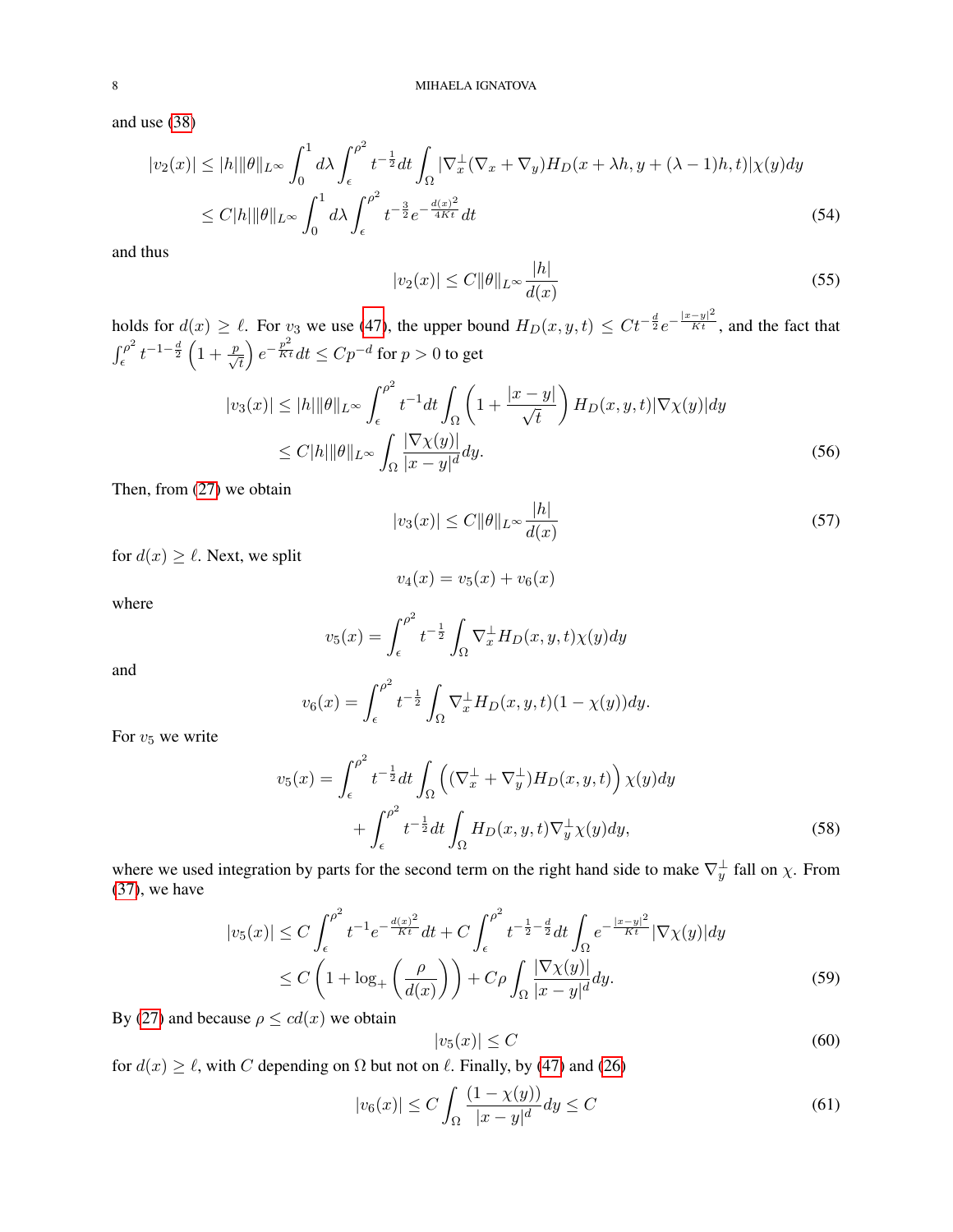and use (38)

$$
\begin{aligned}
|v_2(x)| &\le |h|\|\theta\|_{L^\infty} \int_0^1 d\lambda \int_\epsilon^{\rho^2} t^{-\frac{1}{2}} dt \int_\Omega |\nabla_x^\perp (\nabla_x + \nabla_y) H_D(x+\lambda h, y + (\lambda - 1)h, t)| \chi(y) dy \\
&\le C|h|\|\theta\|_{L^\infty} \int_0^1 d\lambda \int_\epsilon^{\rho^2} t^{-\frac{3}{2}} e^{-\frac{d(x)^2}{4Kt}} dt
\end{aligned}
\tag{54}
$$

and thus

$$
|v_2(x)| \le C\|\theta\|_{L^\infty} \frac{|h|}{d(x)} \tag{55}
$$

holds for $d(x) \ge \ell$. For $v_3$ we use (47), the upper bound $H_D(x,y,t) \le Ct^{-\frac{d}{2}} e^{-\frac{|x-y|^2}{Kt}}$, and the fact that $\int_\epsilon^{\rho^2} t^{-1-\frac{d}{2}} \left(1 + \frac{p}{\sqrt{t}}\right) e^{-\frac{p^2}{Kt}} dt \le Cp^{-d}$ for $p > 0$ to get

$$
\begin{aligned}
|v_3(x)| &\le |h|\|\theta\|_{L^\infty} \int_\epsilon^{\rho^2} t^{-1} dt \int_\Omega \left(1 + \frac{|x-y|}{\sqrt{t}}\right) H_D(x,y,t) |\nabla \chi(y)| dy \\
&\le C|h|\|\theta\|_{L^\infty} \int_\Omega \frac{|\nabla \chi(y)|}{|x-y|^d} dy.
\end{aligned}
\tag{56}
$$

Then, from (27) we obtain

$$
|v_3(x)| \le C\|\theta\|_{L^\infty} \frac{|h|}{d(x)} \tag{57}
$$

for $d(x) \ge \ell$. Next, we split

$$
v_4(x) = v_5(x) + v_6(x)
$$

where

$$
v_5(x) = \int_\epsilon^{\rho^2} t^{-\frac{1}{2}} \int_\Omega \nabla_x^\perp H_D(x,y,t) \chi(y) dy
$$

and

$$
v_6(x) = \int_\epsilon^{\rho^2} t^{-\frac{1}{2}} \int_\Omega \nabla_x^\perp H_D(x,y,t)(1 - \chi(y)) dy.
$$

For $v_5$ we write

$$
\begin{aligned}
v_5(x) = &\int_\epsilon^{\rho^2} t^{-\frac{1}{2}} dt \int_\Omega \left( (\nabla_x^\perp + \nabla_y^\perp) H_D(x,y,t) \right) \chi(y) dy \\
&+ \int_\epsilon^{\rho^2} t^{-\frac{1}{2}} dt \int_\Omega H_D(x,y,t) \nabla_y^\perp \chi(y) dy,
\end{aligned}
\tag{58}
$$

where we used integration by parts for the second term on the right hand side to make $\nabla_y^\perp$ fall on $\chi$. From (37), we have

$$
\begin{aligned}
|v_5(x)| &\le C \int_\epsilon^{\rho^2} t^{-1} e^{-\frac{d(x)^2}{Kt}} dt + C \int_\epsilon^{\rho^2} t^{-\frac{1}{2} - \frac{d}{2}} dt \int_\Omega e^{-\frac{|x-y|^2}{Kt}} |\nabla \chi(y)| dy \\
&\le C \left(1 + \log_+ \left(\frac{\rho}{d(x)}\right)\right) + C\rho \int_\Omega \frac{|\nabla \chi(y)|}{|x-y|^d} dy.
\end{aligned}
\tag{59}
$$

By (27) and because $\rho \le c d(x)$ we obtain

$$
|v_5(x)| \le C \tag{60}
$$

for $d(x) \ge \ell$, with $C$ depending on $\Omega$ but not on $\ell$. Finally, by (47) and (26)

$$
|v_6(x)| \le C \int_\Omega \frac{(1 - \chi(y))}{|x-y|^d} dy \le C \tag{61}
$$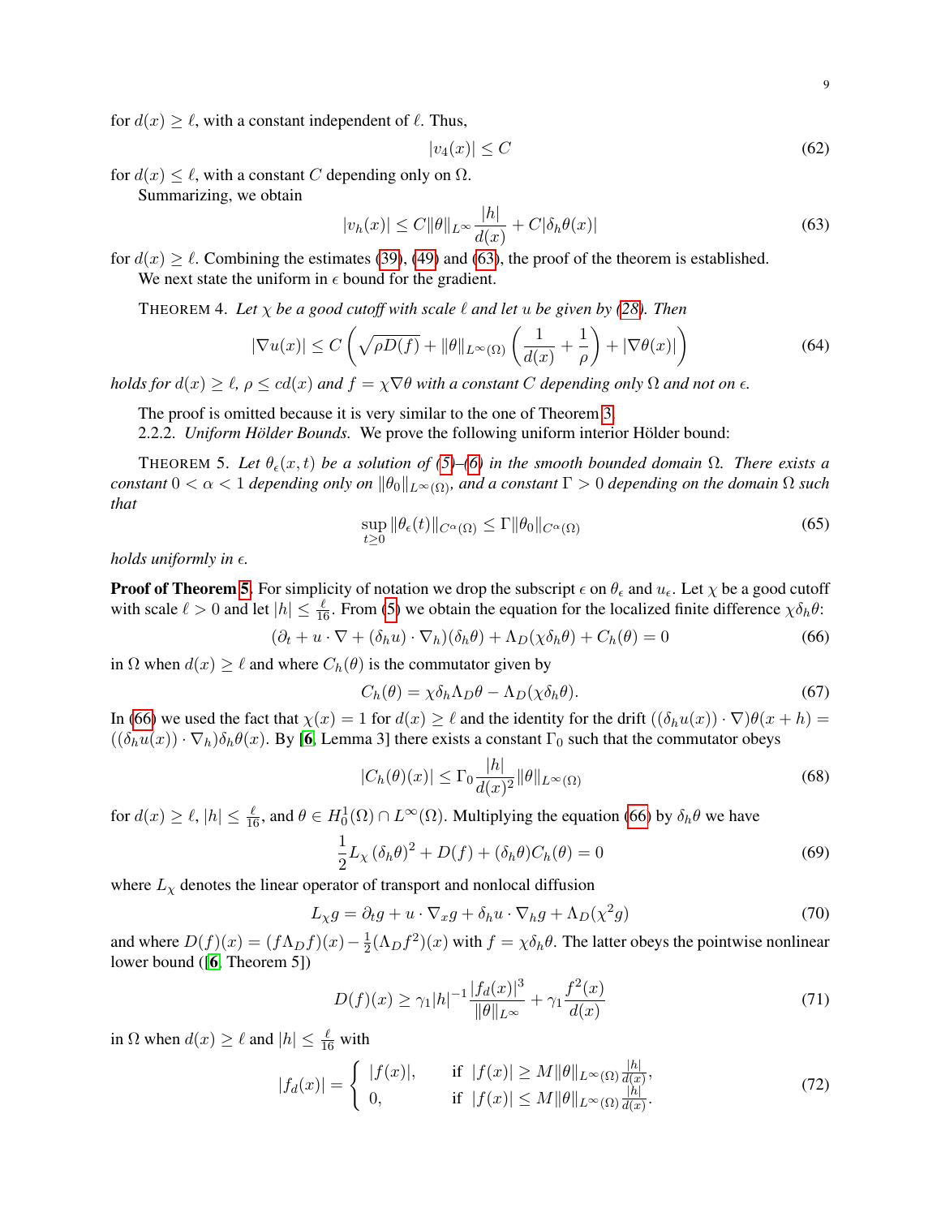for $d(x) \geq \ell$, with a constant independent of $\ell$. Thus,

$$|v_4(x)| \leq C \tag{62}$$

for $d(x) \leq \ell$, with a constant $C$ depending only on $\Omega$.

Summarizing, we obtain

$$|v_h(x)| \leq C\|\theta\|_{L^\infty} \frac{|h|}{d(x)} + C|\delta_h \theta(x)| \tag{63}$$

for $d(x) \geq \ell$. Combining the estimates (39), (49) and (63), the proof of the theorem is established.

We next state the uniform in $\epsilon$ bound for the gradient.

THEOREM 4. *Let $\chi$ be a good cutoff with scale $\ell$ and let $u$ be given by (28). Then*

$$|\nabla u(x)| \leq C\left(\sqrt{\rho D(f)} + \|\theta\|_{L^\infty(\Omega)}\left(\frac{1}{d(x)} + \frac{1}{\rho}\right) + |\nabla \theta(x)|\right) \tag{64}$$

*holds for $d(x) \geq \ell$, $\rho \leq cd(x)$ and $f = \chi \nabla \theta$ with a constant $C$ depending only $\Omega$ and not on $\epsilon$.*

The proof is omitted because it is very similar to the one of Theorem 3.

2.2.2. *Uniform Hölder Bounds.* We prove the following uniform interior Hölder bound:

THEOREM 5. *Let $\theta_\epsilon(x,t)$ be a solution of (5)–(6) in the smooth bounded domain $\Omega$. There exists a constant $0 < \alpha < 1$ depending only on $\|\theta_0\|_{L^\infty(\Omega)}$, and a constant $\Gamma > 0$ depending on the domain $\Omega$ such that*

$$\sup_{t \geq 0} \|\theta_\epsilon(t)\|_{C^\alpha(\Omega)} \leq \Gamma \|\theta_0\|_{C^\alpha(\Omega)} \tag{65}$$

*holds uniformly in $\epsilon$.*

**Proof of Theorem 5.** For simplicity of notation we drop the subscript $\epsilon$ on $\theta_\epsilon$ and $u_\epsilon$. Let $\chi$ be a good cutoff with scale $\ell > 0$ and let $|h| \leq \frac{\ell}{16}$. From (5) we obtain the equation for the localized finite difference $\chi \delta_h \theta$:

$$(\partial_t + u \cdot \nabla + (\delta_h u) \cdot \nabla_h)(\delta_h \theta) + \Lambda_D(\chi \delta_h \theta) + C_h(\theta) = 0 \tag{66}$$

in $\Omega$ when $d(x) \geq \ell$ and where $C_h(\theta)$ is the commutator given by

$$C_h(\theta) = \chi \delta_h \Lambda_D \theta - \Lambda_D(\chi \delta_h \theta). \tag{67}$$

In (66) we used the fact that $\chi(x) = 1$ for $d(x) \geq \ell$ and the identity for the drift $((\delta_h u(x)) \cdot \nabla)\theta(x+h) = ((\delta_h u(x)) \cdot \nabla_h)\delta_h \theta(x)$. By [6, Lemma 3] there exists a constant $\Gamma_0$ such that the commutator obeys

$$|C_h(\theta)(x)| \leq \Gamma_0 \frac{|h|}{d(x)^2} \|\theta\|_{L^\infty(\Omega)} \tag{68}$$

for $d(x) \geq \ell$, $|h| \leq \frac{\ell}{16}$, and $\theta \in H_0^1(\Omega) \cap L^\infty(\Omega)$. Multiplying the equation (66) by $\delta_h \theta$ we have

$$\frac{1}{2} L_\chi (\delta_h \theta)^2 + D(f) + (\delta_h \theta) C_h(\theta) = 0 \tag{69}$$

where $L_\chi$ denotes the linear operator of transport and nonlocal diffusion

$$L_\chi g = \partial_t g + u \cdot \nabla_x g + \delta_h u \cdot \nabla_h g + \Lambda_D(\chi^2 g) \tag{70}$$

and where $D(f)(x) = (f \Lambda_D f)(x) - \frac{1}{2}(\Lambda_D f^2)(x)$ with $f = \chi \delta_h \theta$. The latter obeys the pointwise nonlinear lower bound ([6, Theorem 5])

$$D(f)(x) \geq \gamma_1 |h|^{-1} \frac{|f_d(x)|^3}{\|\theta\|_{L^\infty}} + \gamma_1 \frac{f^2(x)}{d(x)} \tag{71}$$

in $\Omega$ when $d(x) \geq \ell$ and $|h| \leq \frac{\ell}{16}$ with

$$|f_d(x)| = \begin{cases} |f(x)|, & \text{if } |f(x)| \geq M\|\theta\|_{L^\infty(\Omega)} \frac{|h|}{d(x)}, \\ 0, & \text{if } |f(x)| \leq M\|\theta\|_{L^\infty(\Omega)} \frac{|h|}{d(x)}. \end{cases} \tag{72}$$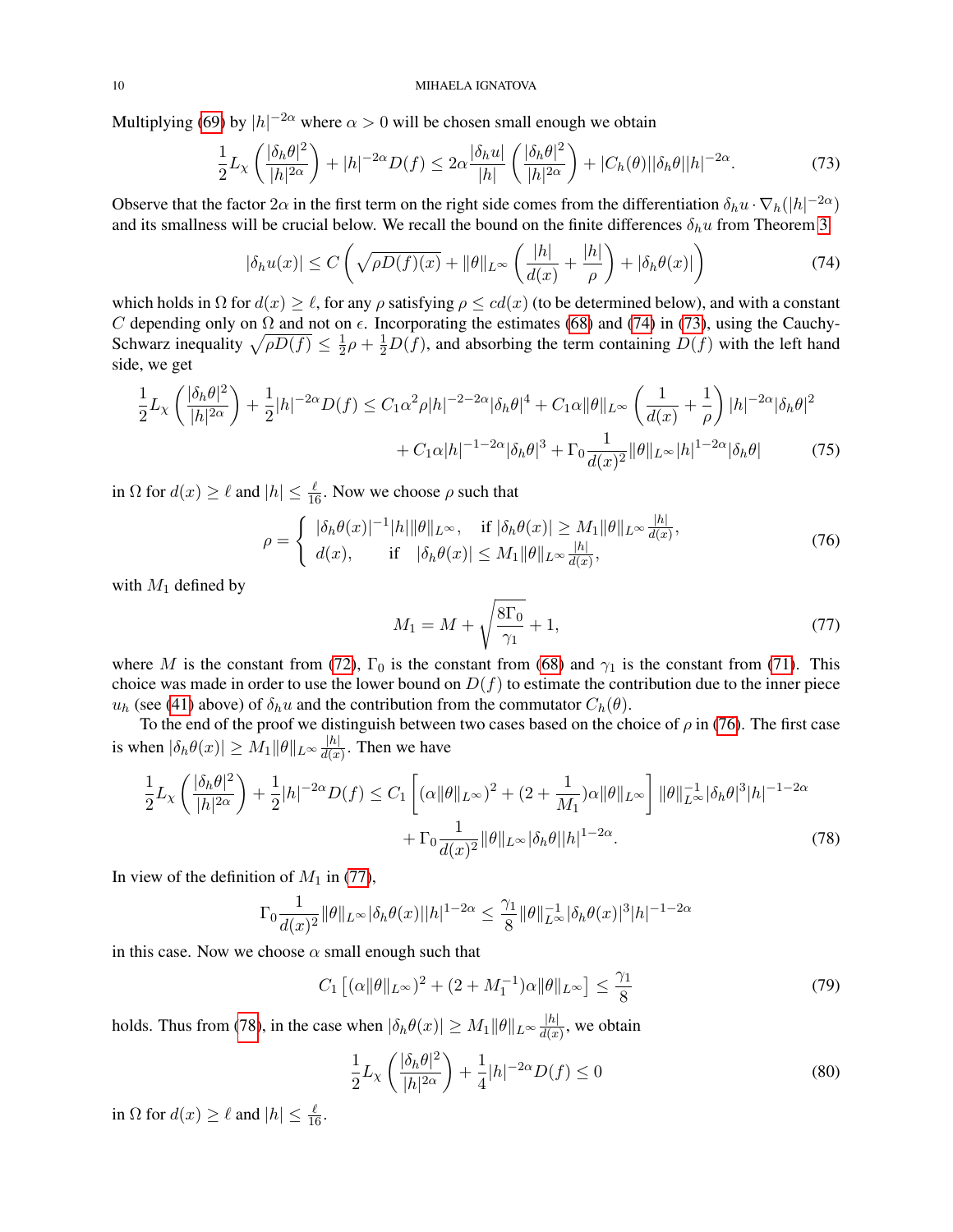Multiplying (69) by $|h|^{-2\alpha}$ where $\alpha > 0$ will be chosen small enough we obtain

$$\frac{1}{2}L_\chi\left(\frac{|\delta_h\theta|^2}{|h|^{2\alpha}}\right) + |h|^{-2\alpha}D(f) \le 2\alpha\frac{|\delta_h u|}{|h|}\left(\frac{|\delta_h\theta|^2}{|h|^{2\alpha}}\right) + |C_h(\theta)||\delta_h\theta||h|^{-2\alpha}. \tag{73}$$

Observe that the factor $2\alpha$ in the first term on the right side comes from the differentiation $\delta_h u\cdot\nabla_h(|h|^{-2\alpha})$ and its smallness will be crucial below. We recall the bound on the finite differences $\delta_h u$ from Theorem 3

$$|\delta_h u(x)| \le C\left(\sqrt{\rho D(f)(x)} + \|\theta\|_{L^\infty}\left(\frac{|h|}{d(x)} + \frac{|h|}{\rho}\right) + |\delta_h\theta(x)|\right) \tag{74}$$

which holds in $\Omega$ for $d(x)\ge \ell$, for any $\rho$ satisfying $\rho \le cd(x)$ (to be determined below), and with a constant $C$ depending only on $\Omega$ and not on $\epsilon$. Incorporating the estimates (68) and (74) in (73), using the Cauchy-Schwarz inequality $\sqrt{\rho D(f)} \le \frac{1}{2}\rho + \frac{1}{2}D(f)$, and absorbing the term containing $D(f)$ with the left hand side, we get

$$\begin{aligned}\frac{1}{2}L_\chi\left(\frac{|\delta_h\theta|^2}{|h|^{2\alpha}}\right) + \frac{1}{2}|h|^{-2\alpha}D(f) \le\ & C_1\alpha^2\rho|h|^{-2-2\alpha}|\delta_h\theta|^4 + C_1\alpha\|\theta\|_{L^\infty}\left(\frac{1}{d(x)} + \frac{1}{\rho}\right)|h|^{-2\alpha}|\delta_h\theta|^2\\ &+ C_1\alpha|h|^{-1-2\alpha}|\delta_h\theta|^3 + \Gamma_0\frac{1}{d(x)^2}\|\theta\|_{L^\infty}|h|^{1-2\alpha}|\delta_h\theta|\end{aligned} \tag{75}$$

in $\Omega$ for $d(x)\ge\ell$ and $|h|\le\frac{\ell}{16}$. Now we choose $\rho$ such that

$$\rho = \begin{cases} |\delta_h\theta(x)|^{-1}|h|\|\theta\|_{L^\infty}, & \text{if } |\delta_h\theta(x)| \ge M_1\|\theta\|_{L^\infty}\frac{|h|}{d(x)},\\ d(x), & \text{if } \ |\delta_h\theta(x)| \le M_1\|\theta\|_{L^\infty}\frac{|h|}{d(x)},\end{cases} \tag{76}$$

with $M_1$ defined by

$$M_1 = M + \sqrt{\frac{8\Gamma_0}{\gamma_1}} + 1, \tag{77}$$

where $M$ is the constant from (72), $\Gamma_0$ is the constant from (68) and $\gamma_1$ is the constant from (71). This choice was made in order to use the lower bound on $D(f)$ to estimate the contribution due to the inner piece $u_h$ (see (41) above) of $\delta_h u$ and the contribution from the commutator $C_h(\theta)$.

To the end of the proof we distinguish between two cases based on the choice of $\rho$ in (76). The first case is when $|\delta_h\theta(x)| \ge M_1\|\theta\|_{L^\infty}\frac{|h|}{d(x)}$. Then we have

$$\begin{aligned}\frac{1}{2}L_\chi\left(\frac{|\delta_h\theta|^2}{|h|^{2\alpha}}\right) + \frac{1}{2}|h|^{-2\alpha}D(f) \le\ & C_1\left[(\alpha\|\theta\|_{L^\infty})^2 + (2+\frac{1}{M_1})\alpha\|\theta\|_{L^\infty}\right]\|\theta\|_{L^\infty}^{-1}|\delta_h\theta|^3|h|^{-1-2\alpha}\\ &+ \Gamma_0\frac{1}{d(x)^2}\|\theta\|_{L^\infty}|\delta_h\theta||h|^{1-2\alpha}.\end{aligned} \tag{78}$$

In view of the definition of $M_1$ in (77),

$$\Gamma_0\frac{1}{d(x)^2}\|\theta\|_{L^\infty}|\delta_h\theta(x)||h|^{1-2\alpha} \le \frac{\gamma_1}{8}\|\theta\|_{L^\infty}^{-1}|\delta_h\theta(x)|^3|h|^{-1-2\alpha}$$

in this case. Now we choose $\alpha$ small enough such that

$$C_1\left[(\alpha\|\theta\|_{L^\infty})^2 + (2+M_1^{-1})\alpha\|\theta\|_{L^\infty}\right] \le \frac{\gamma_1}{8} \tag{79}$$

holds. Thus from (78), in the case when $|\delta_h\theta(x)| \ge M_1\|\theta\|_{L^\infty}\frac{|h|}{d(x)}$, we obtain

$$\frac{1}{2}L_\chi\left(\frac{|\delta_h\theta|^2}{|h|^{2\alpha}}\right) + \frac{1}{4}|h|^{-2\alpha}D(f) \le 0 \tag{80}$$

in $\Omega$ for $d(x)\ge\ell$ and $|h|\le\frac{\ell}{16}$.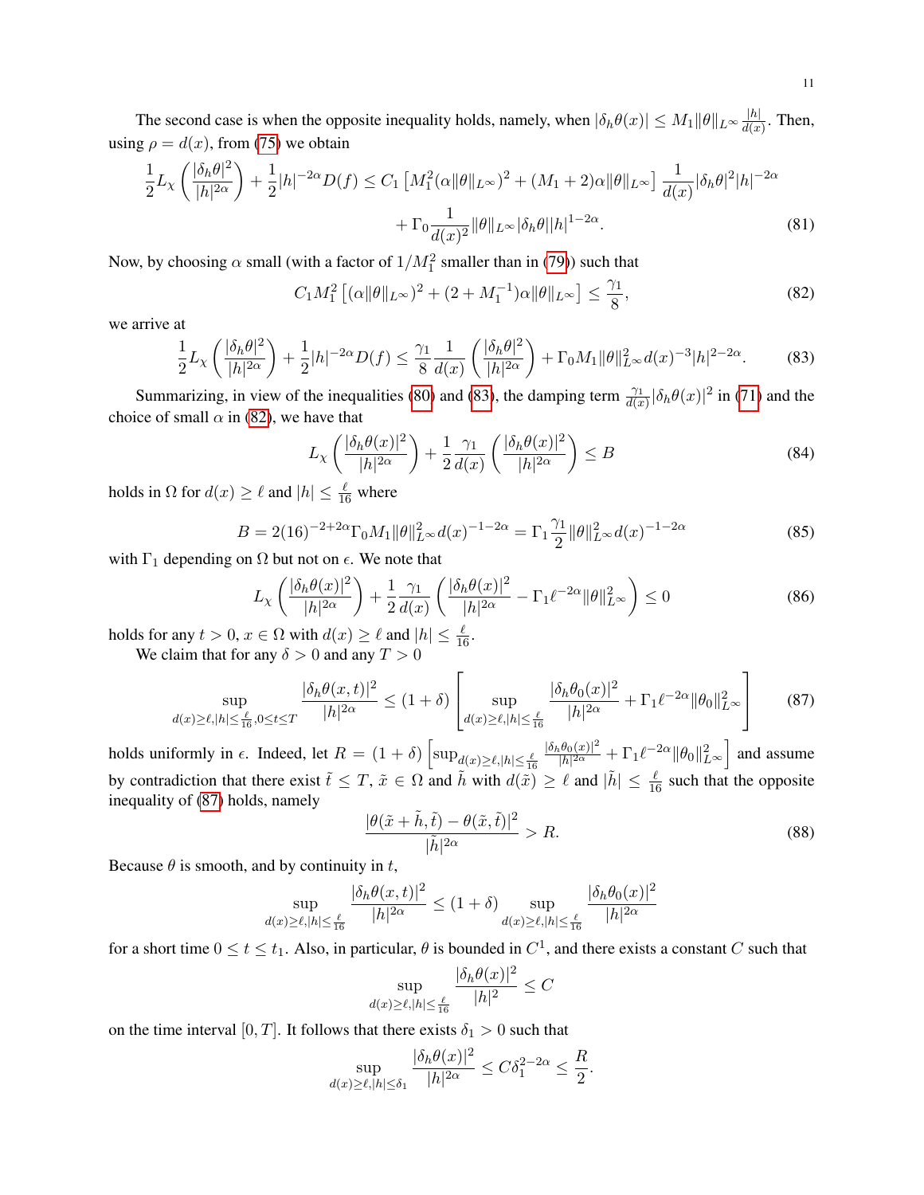The second case is when the opposite inequality holds, namely, when $|\delta_h \theta(x)| \le M_1 \|\theta\|_{L^\infty} \frac{|h|}{d(x)}$. Then, using $\rho = d(x)$, from (75) we obtain

$$
\frac{1}{2} L_\chi \left( \frac{|\delta_h \theta|^2}{|h|^{2\alpha}} \right) + \frac{1}{2} |h|^{-2\alpha} D(f) \le C_1 \left[ M_1^2 (\alpha \|\theta\|_{L^\infty})^2 + (M_1 + 2)\alpha \|\theta\|_{L^\infty} \right] \frac{1}{d(x)} |\delta_h \theta|^2 |h|^{-2\alpha}
$$
$$
+ \Gamma_0 \frac{1}{d(x)^2} \|\theta\|_{L^\infty} |\delta_h \theta| |h|^{1-2\alpha}. \tag{81}
$$

Now, by choosing $\alpha$ small (with a factor of $1/M_1^2$ smaller than in (79)) such that

$$
C_1 M_1^2 \left[ (\alpha \|\theta\|_{L^\infty})^2 + (2 + M_1^{-1}) \alpha \|\theta\|_{L^\infty} \right] \le \frac{\gamma_1}{8}, \tag{82}
$$

we arrive at

$$
\frac{1}{2} L_\chi \left( \frac{|\delta_h \theta|^2}{|h|^{2\alpha}} \right) + \frac{1}{2} |h|^{-2\alpha} D(f) \le \frac{\gamma_1}{8} \frac{1}{d(x)} \left( \frac{|\delta_h \theta|^2}{|h|^{2\alpha}} \right) + \Gamma_0 M_1 \|\theta\|_{L^\infty}^2 d(x)^{-3} |h|^{2-2\alpha}. \tag{83}
$$

Summarizing, in view of the inequalities (80) and (83), the damping term $\frac{\gamma_1}{d(x)} |\delta_h \theta(x)|^2$ in (71) and the choice of small $\alpha$ in (82), we have that

$$
L_\chi \left( \frac{|\delta_h \theta(x)|^2}{|h|^{2\alpha}} \right) + \frac{1}{2} \frac{\gamma_1}{d(x)} \left( \frac{|\delta_h \theta(x)|^2}{|h|^{2\alpha}} \right) \le B \tag{84}
$$

holds in $\Omega$ for $d(x) \ge \ell$ and $|h| \le \frac{\ell}{16}$ where

$$
B = 2(16)^{-2+2\alpha} \Gamma_0 M_1 \|\theta\|_{L^\infty}^2 d(x)^{-1-2\alpha} = \Gamma_1 \frac{\gamma_1}{2} \|\theta\|_{L^\infty}^2 d(x)^{-1-2\alpha} \tag{85}
$$

with $\Gamma_1$ depending on $\Omega$ but not on $\epsilon$. We note that

$$
L_\chi \left( \frac{|\delta_h \theta(x)|^2}{|h|^{2\alpha}} \right) + \frac{1}{2} \frac{\gamma_1}{d(x)} \left( \frac{|\delta_h \theta(x)|^2}{|h|^{2\alpha}} - \Gamma_1 \ell^{-2\alpha} \|\theta\|_{L^\infty}^2 \right) \le 0 \tag{86}
$$

holds for any $t > 0$, $x \in \Omega$ with $d(x) \ge \ell$ and $|h| \le \frac{\ell}{16}$.

We claim that for any $\delta > 0$ and any $T > 0$

$$
\sup_{d(x) \ge \ell, |h| \le \frac{\ell}{16}, 0 \le t \le T} \frac{|\delta_h \theta(x,t)|^2}{|h|^{2\alpha}} \le (1+\delta) \left[ \sup_{d(x) \ge \ell, |h| \le \frac{\ell}{16}} \frac{|\delta_h \theta_0(x)|^2}{|h|^{2\alpha}} + \Gamma_1 \ell^{-2\alpha} \|\theta_0\|_{L^\infty}^2 \right] \tag{87}
$$

holds uniformly in $\epsilon$. Indeed, let $R = (1+\delta) \left[ \sup_{d(x) \ge \ell, |h| \le \frac{\ell}{16}} \frac{|\delta_h \theta_0(x)|^2}{|h|^{2\alpha}} + \Gamma_1 \ell^{-2\alpha} \|\theta_0\|_{L^\infty}^2 \right]$ and assume by contradiction that there exist $\tilde{t} \le T$, $\tilde{x} \in \Omega$ and $\tilde{h}$ with $d(\tilde{x}) \ge \ell$ and $|\tilde{h}| \le \frac{\ell}{16}$ such that the opposite inequality of (87) holds, namely

$$
\frac{|\theta(\tilde{x} + \tilde{h}, \tilde{t}) - \theta(\tilde{x}, \tilde{t})|^2}{|\tilde{h}|^{2\alpha}} > R. \tag{88}
$$

Because $\theta$ is smooth, and by continuity in $t$,

$$
\sup_{d(x) \ge \ell, |h| \le \frac{\ell}{16}} \frac{|\delta_h \theta(x,t)|^2}{|h|^{2\alpha}} \le (1+\delta) \sup_{d(x) \ge \ell, |h| \le \frac{\ell}{16}} \frac{|\delta_h \theta_0(x)|^2}{|h|^{2\alpha}}
$$

for a short time $0 \le t \le t_1$. Also, in particular, $\theta$ is bounded in $C^1$, and there exists a constant $C$ such that

$$
\sup_{d(x) \ge \ell, |h| \le \frac{\ell}{16}} \frac{|\delta_h \theta(x)|^2}{|h|^2} \le C
$$

on the time interval $[0, T]$. It follows that there exists $\delta_1 > 0$ such that

$$
\sup_{d(x) \ge \ell, |h| \le \delta_1} \frac{|\delta_h \theta(x)|^2}{|h|^{2\alpha}} \le C \delta_1^{2-2\alpha} \le \frac{R}{2}.
$$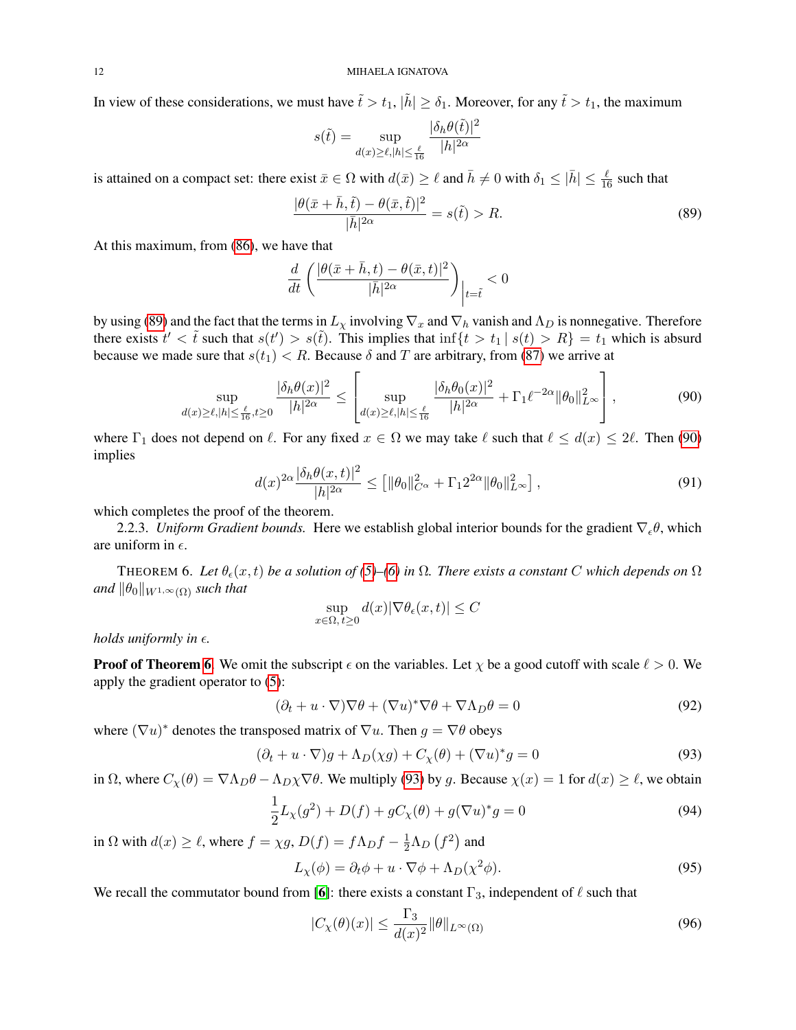In view of these considerations, we must have $\tilde{t} > t_1$, $|\tilde{h}| \geq \delta_1$. Moreover, for any $\tilde{t} > t_1$, the maximum

$$
s(\tilde{t}) = \sup_{d(x)\geq \ell, |h| \leq \frac{\ell}{16}} \frac{|\delta_h \theta(\tilde{t})|^2}{|h|^{2\alpha}}
$$

is attained on a compact set: there exist $\bar{x} \in \Omega$ with $d(\bar{x}) \geq \ell$ and $\bar{h} \neq 0$ with $\delta_1 \leq |\bar{h}| \leq \frac{\ell}{16}$ such that

$$
\frac{|\theta(\bar{x} + \bar{h}, \tilde{t}) - \theta(\bar{x}, \tilde{t})|^2}{|\bar{h}|^{2\alpha}} = s(\tilde{t}) > R. \tag{89}
$$

At this maximum, from (86), we have that

$$
\frac{d}{dt}\left(\frac{|\theta(\bar{x} + \bar{h}, t) - \theta(\bar{x}, t)|^2}{|\bar{h}|^{2\alpha}}\right)_{\big|t=\tilde{t}} < 0
$$

by using (89) and the fact that the terms in $L_\chi$ involving $\nabla_x$ and $\nabla_h$ vanish and $\Lambda_D$ is nonnegative. Therefore there exists $t' < \tilde{t}$ such that $s(t') > s(\tilde{t})$. This implies that $\inf\{t > t_1 \mid s(t) > R\} = t_1$ which is absurd because we made sure that $s(t_1) < R$. Because $\delta$ and $T$ are arbitrary, from (87) we arrive at

$$
\sup_{d(x)\geq \ell, |h|\leq \frac{\ell}{16}, t\geq 0} \frac{|\delta_h \theta(x)|^2}{|h|^{2\alpha}} \leq \left[\sup_{d(x)\geq \ell, |h|\leq \frac{\ell}{16}} \frac{|\delta_h \theta_0(x)|^2}{|h|^{2\alpha}} + \Gamma_1 \ell^{-2\alpha} \|\theta_0\|^2_{L^\infty}\right], \tag{90}
$$

where $\Gamma_1$ does not depend on $\ell$. For any fixed $x \in \Omega$ we may take $\ell$ such that $\ell \leq d(x) \leq 2\ell$. Then (90) implies

$$
d(x)^{2\alpha} \frac{|\delta_h \theta(x,t)|^2}{|h|^{2\alpha}} \leq \left[\|\theta_0\|^2_{C^\alpha} + \Gamma_1 2^{2\alpha} \|\theta_0\|^2_{L^\infty}\right], \tag{91}
$$

which completes the proof of the theorem.

2.2.3. *Uniform Gradient bounds.* Here we establish global interior bounds for the gradient $\nabla_\epsilon \theta$, which are uniform in $\epsilon$.

THEOREM 6. *Let $\theta_\epsilon(x,t)$ be a solution of (5)–(6) in $\Omega$. There exists a constant $C$ which depends on $\Omega$ and $\|\theta_0\|_{W^{1,\infty}(\Omega)}$ such that*

$$
\sup_{x\in\Omega, t\geq 0} d(x)|\nabla \theta_\epsilon(x,t)| \leq C
$$

*holds uniformly in $\epsilon$.*

**Proof of Theorem 6.** We omit the subscript $\epsilon$ on the variables. Let $\chi$ be a good cutoff with scale $\ell > 0$. We apply the gradient operator to (5):

$$
(\partial_t + u \cdot \nabla)\nabla\theta + (\nabla u)^* \nabla\theta + \nabla\Lambda_D \theta = 0 \tag{92}
$$

where $(\nabla u)^*$ denotes the transposed matrix of $\nabla u$. Then $g = \nabla\theta$ obeys

$$
(\partial_t + u \cdot \nabla)g + \Lambda_D(\chi g) + C_\chi(\theta) + (\nabla u)^* g = 0 \tag{93}
$$

in $\Omega$, where $C_\chi(\theta) = \nabla\Lambda_D \theta - \Lambda_D \chi \nabla\theta$. We multiply (93) by $g$. Because $\chi(x) = 1$ for $d(x) \geq \ell$, we obtain

$$
\frac{1}{2} L_\chi(g^2) + D(f) + gC_\chi(\theta) + g(\nabla u)^* g = 0 \tag{94}
$$

in $\Omega$ with $d(x) \geq \ell$, where $f = \chi g$, $D(f) = f\Lambda_D f - \frac{1}{2}\Lambda_D\left(f^2\right)$ and

$$
L_\chi(\phi) = \partial_t \phi + u \cdot \nabla\phi + \Lambda_D(\chi^2 \phi). \tag{95}
$$

We recall the commutator bound from [6]: there exists a constant $\Gamma_3$, independent of $\ell$ such that

$$
|C_\chi(\theta)(x)| \leq \frac{\Gamma_3}{d(x)^2} \|\theta\|_{L^\infty(\Omega)} \tag{96}
$$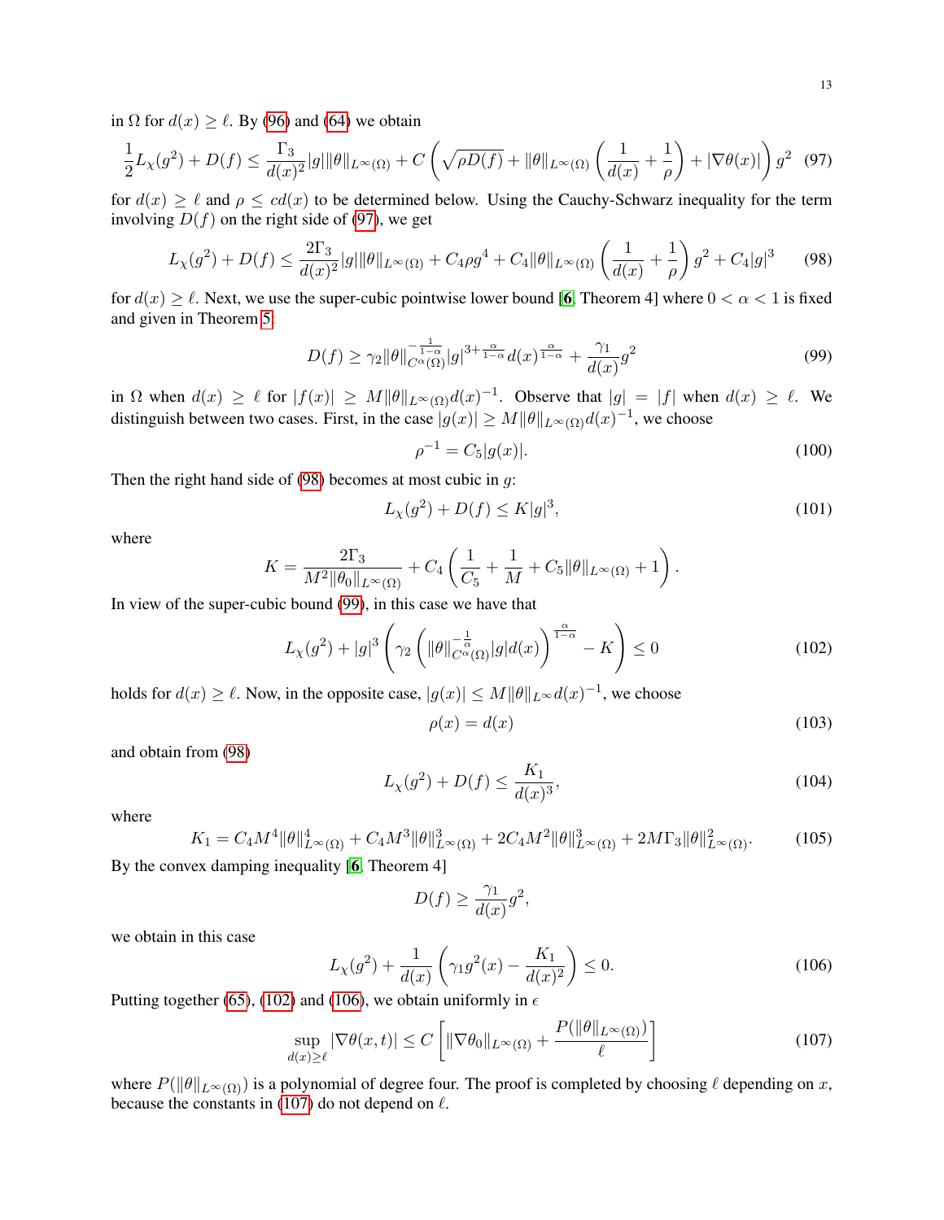in $\Omega$ for $d(x) \geq \ell$. By (96) and (64) we obtain

$$\frac{1}{2}L_\chi(g^2) + D(f) \leq \frac{\Gamma_3}{d(x)^2}|g|\|\theta\|_{L^\infty(\Omega)} + C\left(\sqrt{\rho D(f)} + \|\theta\|_{L^\infty(\Omega)}\left(\frac{1}{d(x)} + \frac{1}{\rho}\right) + |\nabla\theta(x)|\right)g^2 \quad (97)$$

for $d(x) \geq \ell$ and $\rho \leq cd(x)$ to be determined below. Using the Cauchy-Schwarz inequality for the term involving $D(f)$ on the right side of (97), we get

$$L_\chi(g^2) + D(f) \leq \frac{2\Gamma_3}{d(x)^2}|g|\|\theta\|_{L^\infty(\Omega)} + C_4\rho g^4 + C_4\|\theta\|_{L^\infty(\Omega)}\left(\frac{1}{d(x)} + \frac{1}{\rho}\right)g^2 + C_4|g|^3 \quad (98)$$

for $d(x) \geq \ell$. Next, we use the super-cubic pointwise lower bound [6, Theorem 4] where $0 < \alpha < 1$ is fixed and given in Theorem 5:

$$D(f) \geq \gamma_2\|\theta\|_{C^\alpha(\Omega)}^{-\frac{1}{1-\alpha}}|g|^{3+\frac{\alpha}{1-\alpha}}d(x)^{\frac{\alpha}{1-\alpha}} + \frac{\gamma_1}{d(x)}g^2 \quad (99)$$

in $\Omega$ when $d(x) \geq \ell$ for $|f(x)| \geq M\|\theta\|_{L^\infty(\Omega)}d(x)^{-1}$. Observe that $|g| = |f|$ when $d(x) \geq \ell$. We distinguish between two cases. First, in the case $|g(x)| \geq M\|\theta\|_{L^\infty(\Omega)}d(x)^{-1}$, we choose

$$\rho^{-1} = C_5|g(x)|. \quad (100)$$

Then the right hand side of (98) becomes at most cubic in $g$:

$$L_\chi(g^2) + D(f) \leq K|g|^3, \quad (101)$$

where

$$K = \frac{2\Gamma_3}{M^2\|\theta_0\|_{L^\infty(\Omega)}} + C_4\left(\frac{1}{C_5} + \frac{1}{M} + C_5\|\theta\|_{L^\infty(\Omega)} + 1\right).$$

In view of the super-cubic bound (99), in this case we have that

$$L_\chi(g^2) + |g|^3\left(\gamma_2\left(\|\theta\|_{C^\alpha(\Omega)}^{-\frac{1}{\alpha}}|g|d(x)\right)^{\frac{\alpha}{1-\alpha}} - K\right) \leq 0 \quad (102)$$

holds for $d(x) \geq \ell$. Now, in the opposite case, $|g(x)| \leq M\|\theta\|_{L^\infty}d(x)^{-1}$, we choose

$$\rho(x) = d(x) \quad (103)$$

and obtain from (98)

$$L_\chi(g^2) + D(f) \leq \frac{K_1}{d(x)^3}, \quad (104)$$

where

$$K_1 = C_4M^4\|\theta\|_{L^\infty(\Omega)}^4 + C_4M^3\|\theta\|_{L^\infty(\Omega)}^3 + 2C_4M^2\|\theta\|_{L^\infty(\Omega)}^3 + 2M\Gamma_3\|\theta\|_{L^\infty(\Omega)}^2. \quad (105)$$

By the convex damping inequality [6, Theorem 4]

$$D(f) \geq \frac{\gamma_1}{d(x)}g^2,$$

we obtain in this case

$$L_\chi(g^2) + \frac{1}{d(x)}\left(\gamma_1 g^2(x) - \frac{K_1}{d(x)^2}\right) \leq 0. \quad (106)$$

Putting together (65), (102) and (106), we obtain uniformly in $\epsilon$

$$\sup_{d(x)\geq\ell}|\nabla\theta(x,t)| \leq C\left[\|\nabla\theta_0\|_{L^\infty(\Omega)} + \frac{P(\|\theta\|_{L^\infty(\Omega)})}{\ell}\right] \quad (107)$$

where $P(\|\theta\|_{L^\infty(\Omega)})$ is a polynomial of degree four. The proof is completed by choosing $\ell$ depending on $x$, because the constants in (107) do not depend on $\ell$.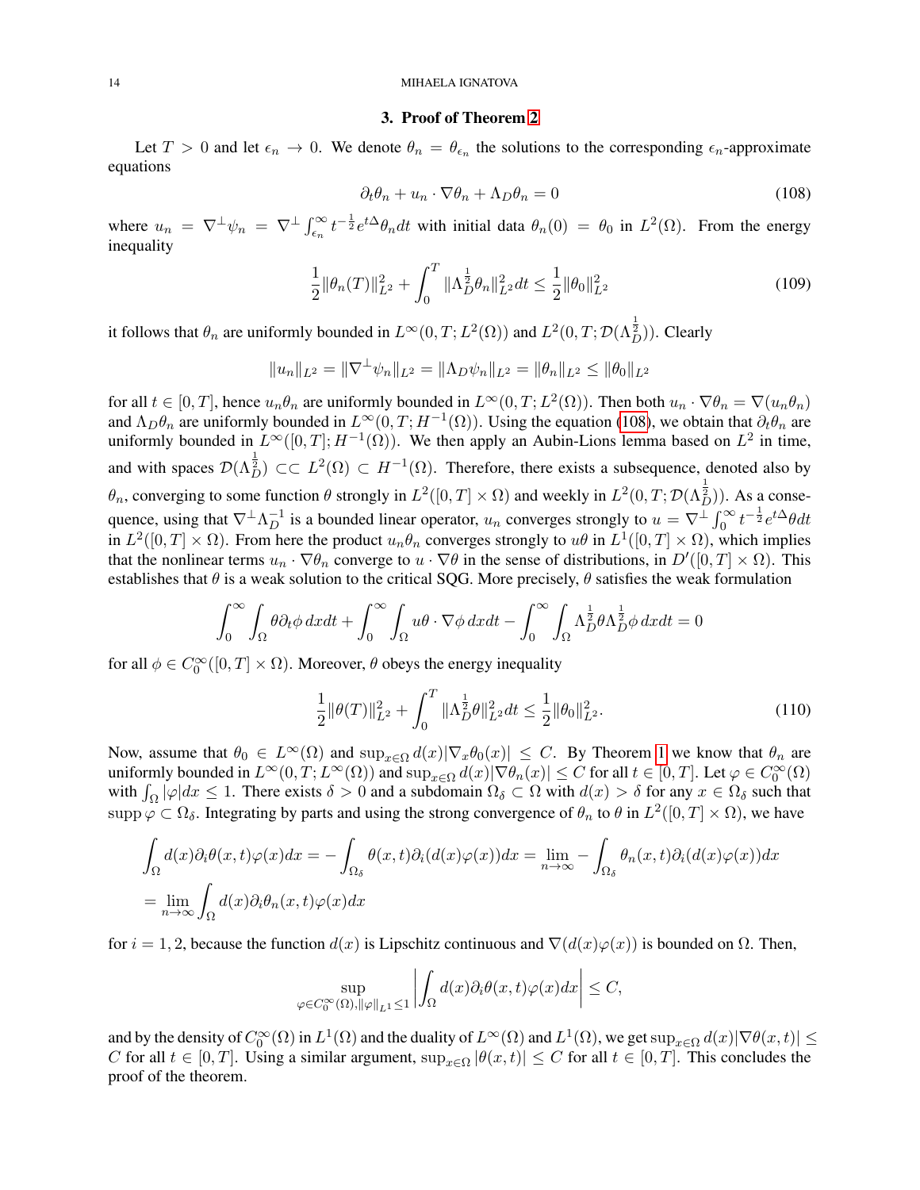## 3. Proof of Theorem 2

Let $T > 0$ and let $\epsilon_n \to 0$. We denote $\theta_n = \theta_{\epsilon_n}$ the solutions to the corresponding $\epsilon_n$-approximate equations

$$\partial_t \theta_n + u_n \cdot \nabla \theta_n + \Lambda_D \theta_n = 0 \tag{108}$$

where $u_n = \nabla^\perp \psi_n = \nabla^\perp \int_{\epsilon_n}^\infty t^{-\frac{1}{2}} e^{t\Delta} \theta_n dt$ with initial data $\theta_n(0) = \theta_0$ in $L^2(\Omega)$. From the energy inequality

$$\frac{1}{2}\|\theta_n(T)\|_{L^2}^2 + \int_0^T \|\Lambda_D^{\frac{1}{2}} \theta_n\|_{L^2}^2 dt \le \frac{1}{2}\|\theta_0\|_{L^2}^2 \tag{109}$$

it follows that $\theta_n$ are uniformly bounded in $L^\infty(0,T;L^2(\Omega))$ and $L^2(0,T;\mathcal{D}(\Lambda_D^{\frac{1}{2}}))$. Clearly

$$\|u_n\|_{L^2} = \|\nabla^\perp \psi_n\|_{L^2} = \|\Lambda_D \psi_n\|_{L^2} = \|\theta_n\|_{L^2} \le \|\theta_0\|_{L^2}$$

for all $t \in [0,T]$, hence $u_n \theta_n$ are uniformly bounded in $L^\infty(0,T;L^2(\Omega))$. Then both $u_n \cdot \nabla \theta_n = \nabla(u_n \theta_n)$ and $\Lambda_D \theta_n$ are uniformly bounded in $L^\infty(0,T;H^{-1}(\Omega))$. Using the equation (108), we obtain that $\partial_t \theta_n$ are uniformly bounded in $L^\infty([0,T];H^{-1}(\Omega))$. We then apply an Aubin-Lions lemma based on $L^2$ in time, and with spaces $\mathcal{D}(\Lambda_D^{\frac{1}{2}}) \subset\subset L^2(\Omega) \subset H^{-1}(\Omega)$. Therefore, there exists a subsequence, denoted also by $\theta_n$, converging to some function $\theta$ strongly in $L^2([0,T]\times\Omega)$ and weekly in $L^2(0,T;\mathcal{D}(\Lambda_D^{\frac{1}{2}}))$. As a consequence, using that $\nabla^\perp \Lambda_D^{-1}$ is a bounded linear operator, $u_n$ converges strongly to $u = \nabla^\perp \int_0^\infty t^{-\frac{1}{2}} e^{t\Delta} \theta dt$ in $L^2([0,T]\times\Omega)$. From here the product $u_n \theta_n$ converges strongly to $u\theta$ in $L^1([0,T]\times\Omega)$, which implies that the nonlinear terms $u_n \cdot \nabla \theta_n$ converge to $u \cdot \nabla \theta$ in the sense of distributions, in $D'([0,T]\times\Omega)$. This establishes that $\theta$ is a weak solution to the critical SQG. More precisely, $\theta$ satisfies the weak formulation

$$\int_0^\infty \int_\Omega \theta \partial_t \phi \, dx dt + \int_0^\infty \int_\Omega u\theta \cdot \nabla \phi \, dx dt - \int_0^\infty \int_\Omega \Lambda_D^{\frac{1}{2}} \theta \Lambda_D^{\frac{1}{2}} \phi \, dx dt = 0$$

for all $\phi \in C_0^\infty([0,T]\times\Omega)$. Moreover, $\theta$ obeys the energy inequality

$$\frac{1}{2}\|\theta(T)\|_{L^2}^2 + \int_0^T \|\Lambda_D^{\frac{1}{2}} \theta\|_{L^2}^2 dt \le \frac{1}{2}\|\theta_0\|_{L^2}^2. \tag{110}$$

Now, assume that $\theta_0 \in L^\infty(\Omega)$ and $\sup_{x\in\Omega} d(x)|\nabla_x \theta_0(x)| \le C$. By Theorem 1 we know that $\theta_n$ are uniformly bounded in $L^\infty(0,T;L^\infty(\Omega))$ and $\sup_{x\in\Omega} d(x)|\nabla \theta_n(x)| \le C$ for all $t \in [0,T]$. Let $\varphi \in C_0^\infty(\Omega)$ with $\int_\Omega |\varphi| dx \le 1$. There exists $\delta > 0$ and a subdomain $\Omega_\delta \subset \Omega$ with $d(x) > \delta$ for any $x \in \Omega_\delta$ such that $\operatorname{supp} \varphi \subset \Omega_\delta$. Integrating by parts and using the strong convergence of $\theta_n$ to $\theta$ in $L^2([0,T]\times\Omega)$, we have

$$\begin{aligned}
&\int_\Omega d(x)\partial_i \theta(x,t)\varphi(x) dx = -\int_{\Omega_\delta} \theta(x,t)\partial_i(d(x)\varphi(x)) dx = \lim_{n\to\infty} -\int_{\Omega_\delta} \theta_n(x,t)\partial_i(d(x)\varphi(x)) dx \\
&= \lim_{n\to\infty} \int_\Omega d(x)\partial_i \theta_n(x,t)\varphi(x) dx
\end{aligned}$$

for $i = 1, 2$, because the function $d(x)$ is Lipschitz continuous and $\nabla(d(x)\varphi(x))$ is bounded on $\Omega$. Then,

$$\sup_{\varphi \in C_0^\infty(\Omega), \|\varphi\|_{L^1} \le 1} \left| \int_\Omega d(x)\partial_i \theta(x,t)\varphi(x) dx \right| \le C,$$

and by the density of $C_0^\infty(\Omega)$ in $L^1(\Omega)$ and the duality of $L^\infty(\Omega)$ and $L^1(\Omega)$, we get $\sup_{x\in\Omega} d(x)|\nabla \theta(x,t)| \le C$ for all $t \in [0,T]$. Using a similar argument, $\sup_{x\in\Omega} |\theta(x,t)| \le C$ for all $t \in [0,T]$. This concludes the proof of the theorem.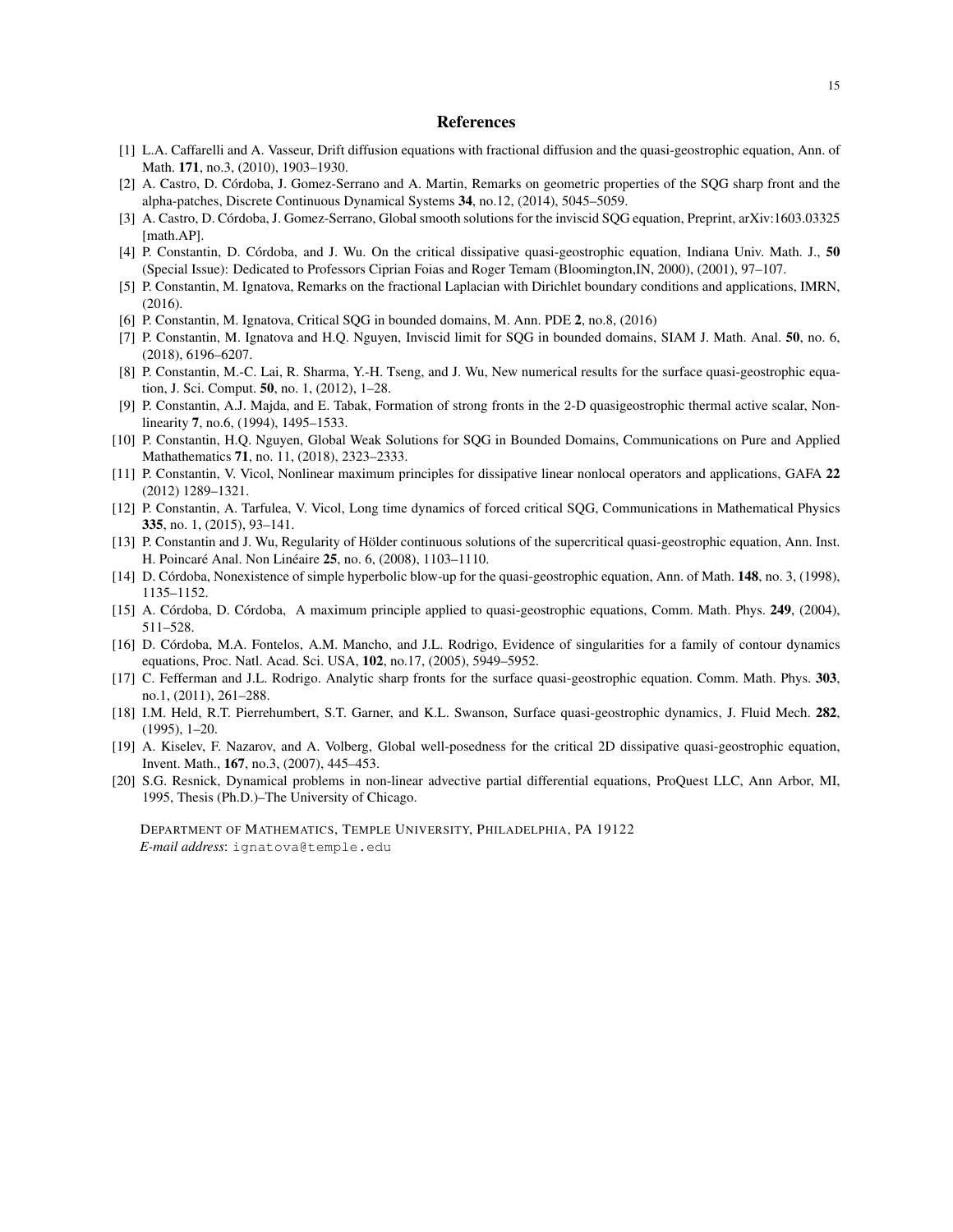## References

[1] L.A. Caffarelli and A. Vasseur, Drift diffusion equations with fractional diffusion and the quasi-geostrophic equation, Ann. of Math. **171**, no.3, (2010), 1903–1930.

[2] A. Castro, D. Córdoba, J. Gomez-Serrano and A. Martin, Remarks on geometric properties of the SQG sharp front and the alpha-patches, Discrete Continuous Dynamical Systems **34**, no.12, (2014), 5045–5059.

[3] A. Castro, D. Córdoba, J. Gomez-Serrano, Global smooth solutions for the inviscid SQG equation, Preprint, arXiv:1603.03325 [math.AP].

[4] P. Constantin, D. Córdoba, and J. Wu. On the critical dissipative quasi-geostrophic equation, Indiana Univ. Math. J., **50** (Special Issue): Dedicated to Professors Ciprian Foias and Roger Temam (Bloomington,IN, 2000), (2001), 97–107.

[5] P. Constantin, M. Ignatova, Remarks on the fractional Laplacian with Dirichlet boundary conditions and applications, IMRN, (2016).

[6] P. Constantin, M. Ignatova, Critical SQG in bounded domains, M. Ann. PDE **2**, no.8, (2016)

[7] P. Constantin, M. Ignatova and H.Q. Nguyen, Inviscid limit for SQG in bounded domains, SIAM J. Math. Anal. **50**, no. 6, (2018), 6196–6207.

[8] P. Constantin, M.-C. Lai, R. Sharma, Y.-H. Tseng, and J. Wu, New numerical results for the surface quasi-geostrophic equation, J. Sci. Comput. **50**, no. 1, (2012), 1–28.

[9] P. Constantin, A.J. Majda, and E. Tabak, Formation of strong fronts in the 2-D quasigeostrophic thermal active scalar, Nonlinearity **7**, no.6, (1994), 1495–1533.

[10] P. Constantin, H.Q. Nguyen, Global Weak Solutions for SQG in Bounded Domains, Communications on Pure and Applied Mathathematics **71**, no. 11, (2018), 2323–2333.

[11] P. Constantin, V. Vicol, Nonlinear maximum principles for dissipative linear nonlocal operators and applications, GAFA **22** (2012) 1289–1321.

[12] P. Constantin, A. Tarfulea, V. Vicol, Long time dynamics of forced critical SQG, Communications in Mathematical Physics **335**, no. 1, (2015), 93–141.

[13] P. Constantin and J. Wu, Regularity of Hölder continuous solutions of the supercritical quasi-geostrophic equation, Ann. Inst. H. Poincaré Anal. Non Linéaire **25**, no. 6, (2008), 1103–1110.

[14] D. Córdoba, Nonexistence of simple hyperbolic blow-up for the quasi-geostrophic equation, Ann. of Math. **148**, no. 3, (1998), 1135–1152.

[15] A. Córdoba, D. Córdoba, A maximum principle applied to quasi-geostrophic equations, Comm. Math. Phys. **249**, (2004), 511–528.

[16] D. Córdoba, M.A. Fontelos, A.M. Mancho, and J.L. Rodrigo, Evidence of singularities for a family of contour dynamics equations, Proc. Natl. Acad. Sci. USA, **102**, no.17, (2005), 5949–5952.

[17] C. Fefferman and J.L. Rodrigo. Analytic sharp fronts for the surface quasi-geostrophic equation. Comm. Math. Phys. **303**, no.1, (2011), 261–288.

[18] I.M. Held, R.T. Pierrehumbert, S.T. Garner, and K.L. Swanson, Surface quasi-geostrophic dynamics, J. Fluid Mech. **282**, (1995), 1–20.

[19] A. Kiselev, F. Nazarov, and A. Volberg, Global well-posedness for the critical 2D dissipative quasi-geostrophic equation, Invent. Math., **167**, no.3, (2007), 445–453.

[20] S.G. Resnick, Dynamical problems in non-linear advective partial differential equations, ProQuest LLC, Ann Arbor, MI, 1995, Thesis (Ph.D.)–The University of Chicago.

DEPARTMENT OF MATHEMATICS, TEMPLE UNIVERSITY, PHILADELPHIA, PA 19122
*E-mail address*: ignatova@temple.edu